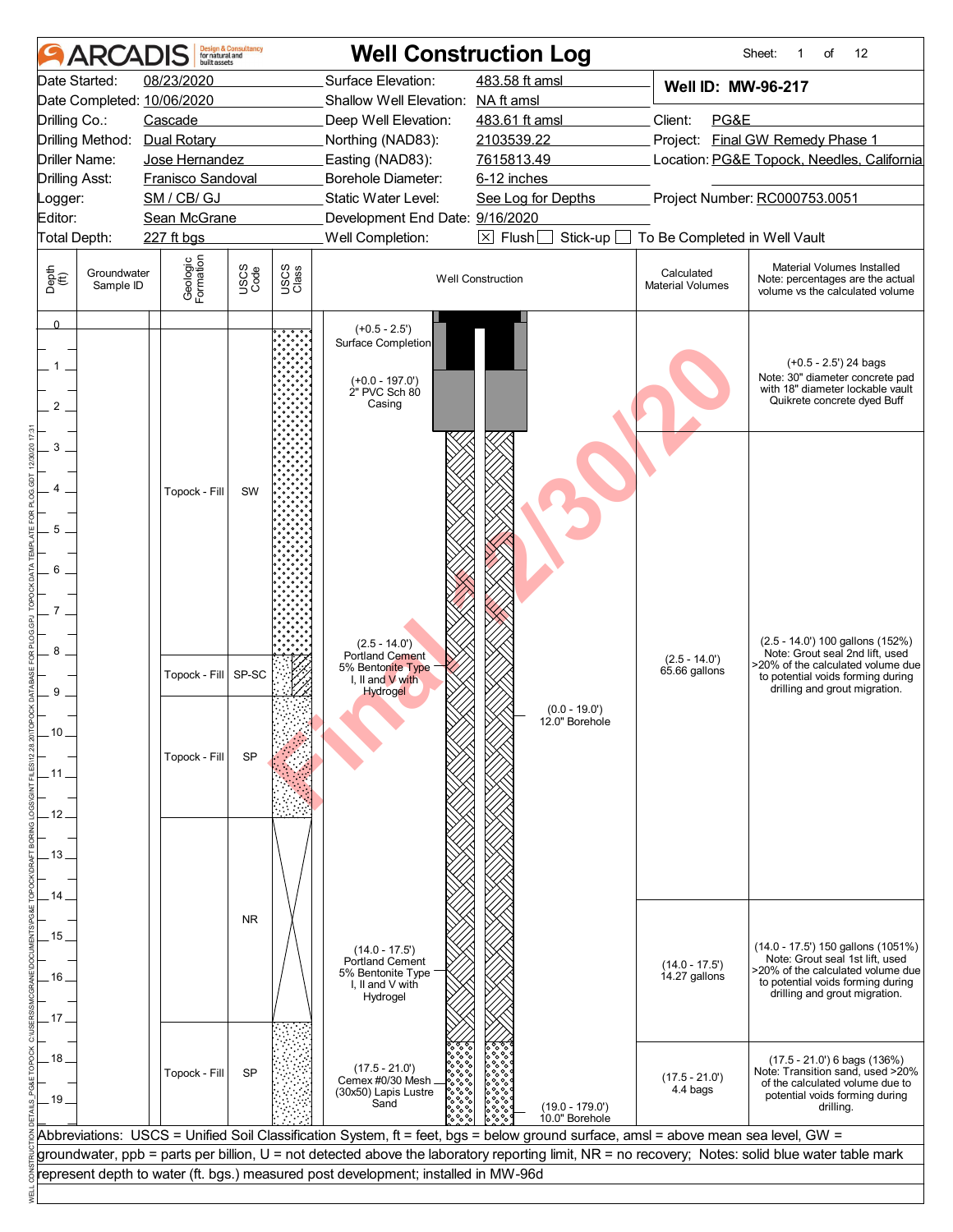# ARCADIS — Well Construction Log

| | | | | | |
|---|---|---|---|---|---|
| Date Started: | 08/23/2020 | Surface Elevation: | 483.58 ft amsl | **Well ID: MW-96-217** | |
| Date Completed: | 10/06/2020 | Shallow Well Elevation: | NA ft amsl | | |
| Drilling Co.: | Cascade | Deep Well Elevation: | 483.61 ft amsl | Client: | PG&E |
| Drilling Method: | Dual Rotary | Northing (NAD83): | 2103539.22 | Project: | Final GW Remedy Phase 1 |
| Driller Name: | Jose Hernandez | Easting (NAD83): | 7615813.49 | Location: | PG&E Topock, Needles, California |
| Drilling Asst: | Franisco Sandoval | Borehole Diameter: | 6-12 inches | | |
| Logger: | SM / CB/ GJ | Static Water Level: | See Log for Depths | Project Number: | RC000753.0051 |
| Editor: | Sean McGrane | Development End Date: | 9/16/2020 | | |
| Total Depth: | 227 ft bgs | Well Completion: | ☒ Flush ☐ Stick-up ☐ To Be Completed in Well Vault | | |

| Depth (ft) | Groundwater Sample ID | Geologic Formation | USCS Code | Well Construction | Calculated Material Volumes | Material Volumes Installed (Note: percentages are the actual volume vs the calculated volume) |
|---|---|---|---|---|---|---|
| 0 – 2.5 | | Topock - Fill | SW | (+0.5 - 2.5') Surface Completion; (+0.0 - 197.0') 2" PVC Sch 80 Casing | | (+0.5 - 2.5') 24 bags. Note: 30" diameter concrete pad with 18" diameter lockable vault Quikrete concrete dyed Buff |
| 2.5 – 8 | | Topock - Fill | SW | (2.5 - 14.0') Portland Cement 5% Bentonite Type I, II and V with Hydrogel | (2.5 - 14.0') 65.66 gallons | (2.5 - 14.0') 100 gallons (152%). Note: Grout seal 2nd lift, used >20% of the calculated volume due to potential voids forming during drilling and grout migration. |
| 8 – 9 | | Topock - Fill | SP-SC | | | |
| 9 – 12 | | Topock - Fill | SP | (0.0 - 19.0') 12.0" Borehole | | |
| 12 – 17 | | | NR | (14.0 - 17.5') Portland Cement 5% Bentonite Type I, II and V with Hydrogel | (14.0 - 17.5') 14.27 gallons | (14.0 - 17.5') 150 gallons (1051%). Note: Grout seal 1st lift, used >20% of the calculated volume due to potential voids forming during drilling and grout migration. |
| 17 – 19 | | Topock - Fill | SP | (17.5 - 21.0') Cemex #0/30 Mesh (30x50) Lapis Lustre Sand; (19.0 - 179.0') 10.0" Borehole | (17.5 - 21.0') 4.4 bags | (17.5 - 21.0') 6 bags (136%). Note: Transition sand, used >20% of the calculated volume due to potential voids forming during drilling. |

Abbreviations: USCS = Unified Soil Classification System, ft = feet, bgs = below ground surface, amsl = above mean sea level, GW = groundwater, ppb = parts per billion, U = not detected above the laboratory reporting limit, NR = no recovery; Notes: solid blue water table mark represent depth to water (ft. bgs.) measured post development; installed in MW-96d

Final 12/30/20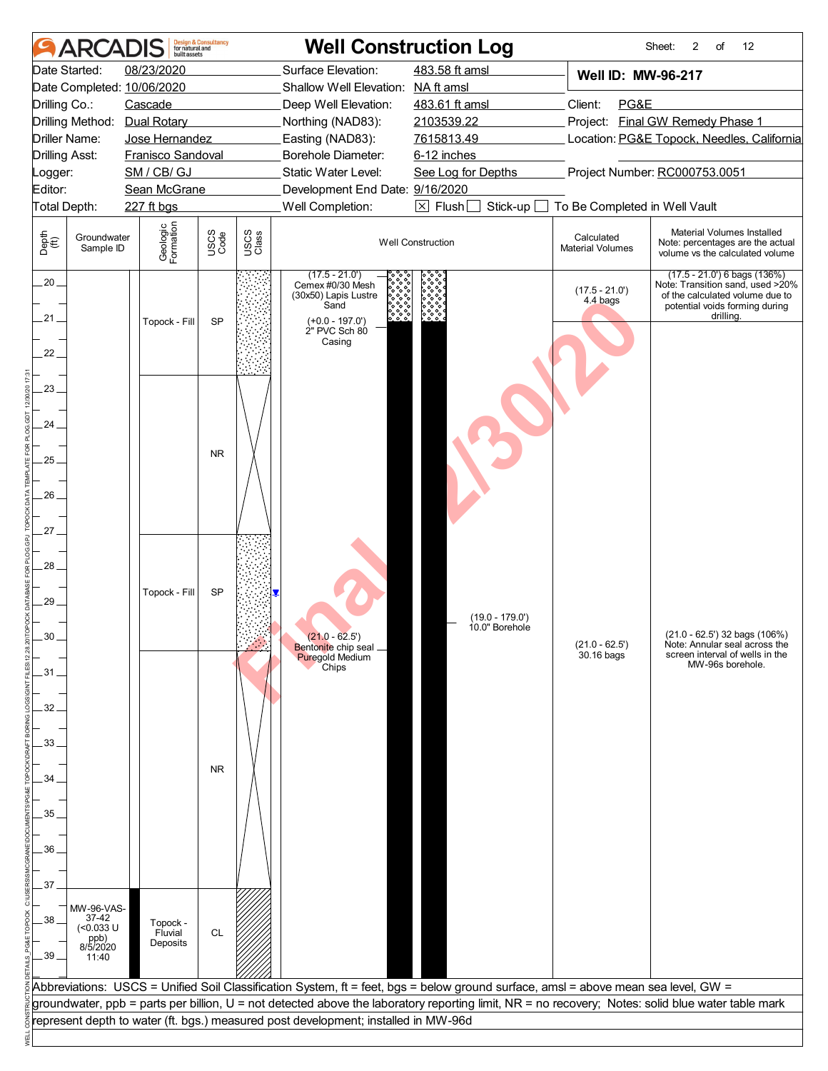# ARCADIS Well Construction Log

Sheet: 2 of 12

| | | | |
|---|---|---|---|
| Date Started: | 08/23/2020 | Surface Elevation: | 483.58 ft amsl |
| Date Completed: | 10/06/2020 | Shallow Well Elevation: | NA ft amsl |
| Drilling Co.: | Cascade | Deep Well Elevation: | 483.61 ft amsl |
| Drilling Method: | Dual Rotary | Northing (NAD83): | 2103539.22 |
| Driller Name: | Jose Hernandez | Easting (NAD83): | 7615813.49 |
| Drilling Asst: | Fransico Sandoval | Borehole Diameter: | 6-12 inches |
| Logger: | SM / CB/ GJ | Static Water Level: | See Log for Depths |
| Editor: | Sean McGrane | Development End Date: | 9/16/2020 |
| Total Depth: | 227 ft bgs | Well Completion: | ☒ Flush ☐ Stick-up ☐ To Be Completed in Well Vault |

**Well ID: MW-96-217**

Client: PG&E
Project: Final GW Remedy Phase 1
Location: PG&E Topock, Needles, California
Project Number: RC000753.0051

| Depth (ft) | Groundwater Sample ID | Geologic Formation | USCS Code | Well Construction | Calculated Material Volumes | Material Volumes Installed (Note: percentages are the actual volume vs the calculated volume) |
|---|---|---|---|---|---|---|
| 20–23 | | Topock - Fill | SP | (17.5 - 21.0') Cemex #0/30 Mesh (30x50) Lapis Lustre Sand; (+0.0 - 197.0') 2" PVC Sch 80 Casing | (17.5 - 21.0') 4.4 bags | (17.5 - 21.0') 6 bags (136%) Note: Transition sand, used >20% of the calculated volume due to potential voids forming during drilling. |
| 23–27.5 | | | NR | | | |
| 27.5–30.8 | | Topock - Fill | SP | (19.0 - 179.0') 10.0" Borehole; Water level at ~29.2 ft | | |
| 30.8–37 | | | NR | (21.0 - 62.5') Bentonite chip seal Puregold Medium Chips | (21.0 - 62.5') 30.16 bags | (21.0 - 62.5') 32 bags (106%) Note: Annular seal across the screen interval of wells in the MW-96s borehole. |
| 37–39.5 | MW-96-VAS-37-42 (<0.033 U ppb) 8/5/2020 11:40 | Topock - Fluvial Deposits | CL | | | |

Abbreviations: USCS = Unified Soil Classification System, ft = feet, bgs = below ground surface, amsl = above mean sea level, GW = groundwater, ppb = parts per billion, U = not detected above the laboratory reporting limit, NR = no recovery; Notes: solid blue water table mark represent depth to water (ft. bgs.) measured post development; installed in MW-96d

Final 12/30/20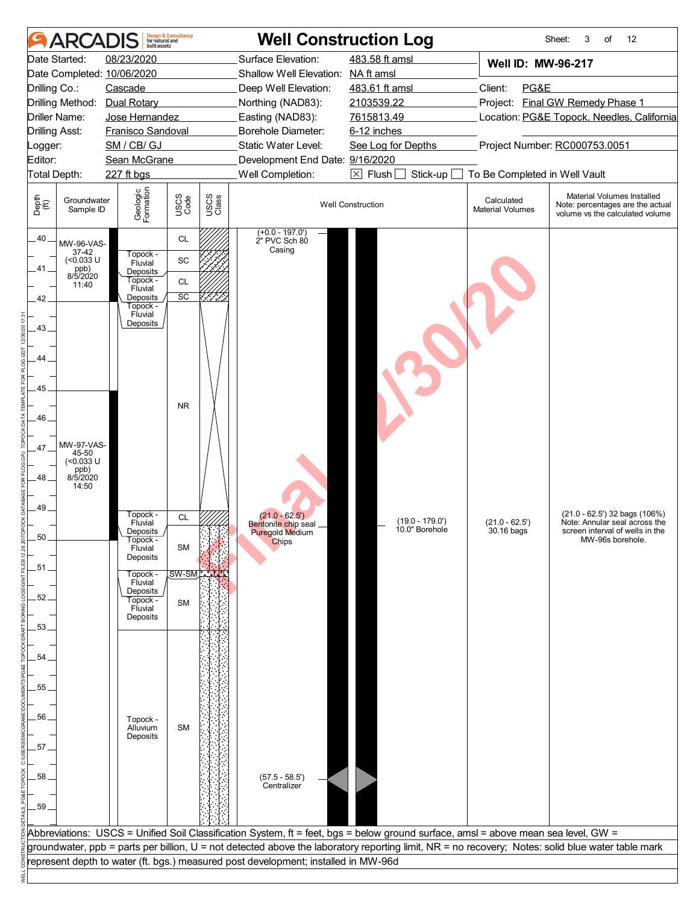# ARCADIS — Well Construction Log

Sheet: 3 of 12

| | | | | | |
|---|---|---|---|---|---|
| Date Started: | 08/23/2020 | Surface Elevation: | 483.58 ft amsl | **Well ID: MW-96-217** | |
| Date Completed: | 10/06/2020 | Shallow Well Elevation: | NA ft amsl | | |
| Drilling Co.: | Cascade | Deep Well Elevation: | 483.61 ft amsl | Client: | PG&E |
| Drilling Method: | Dual Rotary | Northing (NAD83): | 2103539.22 | Project: | Final GW Remedy Phase 1 |
| Driller Name: | Jose Hernandez | Easting (NAD83): | 7615813.49 | Location: | PG&E Topock, Needles, California |
| Drilling Asst: | Franisco Sandoval | Borehole Diameter: | 6-12 inches | | |
| Logger: | SM / CB/ GJ | Static Water Level: | See Log for Depths | Project Number: | RC000753.0051 |
| Editor: | Sean McGrane | Development End Date: | 9/16/2020 | | |
| Total Depth: | 227 ft bgs | Well Completion: | ☒ Flush ☐ Stick-up ☐ To Be Completed in Well Vault | | |

| Depth (ft) | Groundwater Sample ID | Geologic Formation | USCS Code | Well Construction | Calculated Material Volumes | Material Volumes Installed (Note: percentages are the actual volume vs the calculated volume) |
|---|---|---|---|---|---|---|
| 40 | MW-96-VAS-37-42 (<0.033 U ppb) 8/5/2020 11:40 | | CL | (+0.0 - 197.0') 2" PVC Sch 80 Casing | | |
| 40.4 | | Topock - Fluvial Deposits | SC | | | |
| 41 | | Topock - Fluvial Deposits | CL | | | |
| 41.9 | | Topock - Fluvial Deposits | SC | | | |
| 42–49 | | | NR | | | |
| 45–49 | MW-97-VAS-45-50 (<0.033 U ppb) 8/5/2020 14:50 | | | | | |
| 49 | | Topock - Fluvial Deposits | CL | (21.0 - 62.5') Bentonite chip seal Puregold Medium Chips; (19.0 - 179.0') 10.0" Borehole | (21.0 - 62.5') 30.16 bags | (21.0 - 62.5') 32 bags (106%) Note: Annular seal across the screen interval of wells in the MW-96s borehole. |
| 50 | | Topock - Fluvial Deposits | SM | | | |
| 51 | | Topock - Fluvial Deposits | SW-SM | | | |
| 51.5 | | Topock - Fluvial Deposits | SM | | | |
| 53–59 | | Topock - Alluvium Deposits | SM | | | |
| 57.5 | | | | (57.5 - 58.5') Centralizer | | |

Abbreviations: USCS = Unified Soil Classification System, ft = feet, bgs = below ground surface, amsl = above mean sea level, GW = groundwater, ppb = parts per billion, U = not detected above the laboratory reporting limit, NR = no recovery; Notes: solid blue water table mark represent depth to water (ft. bgs.) measured post development; installed in MW-96d

Final 12/30/20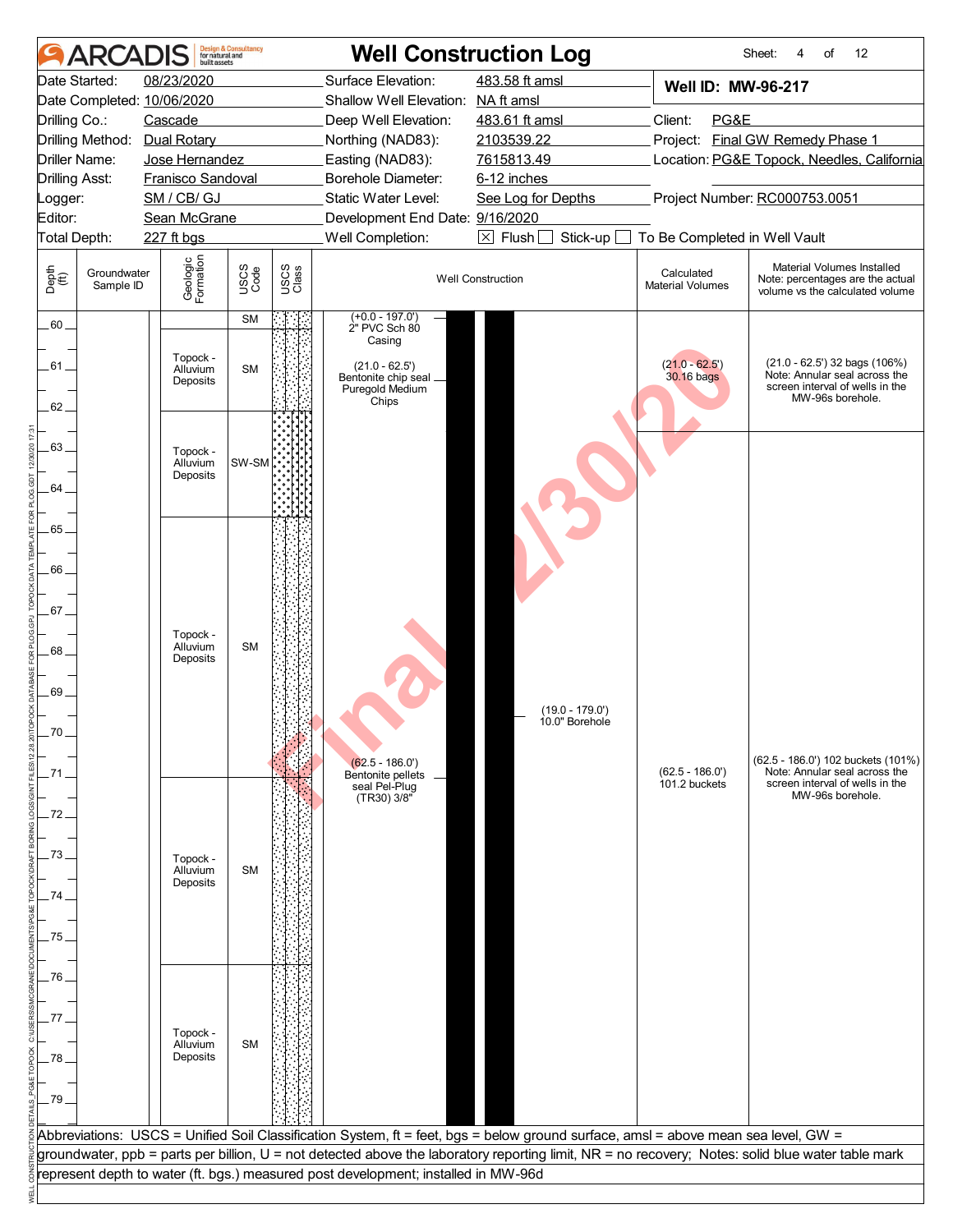# ARCADIS — Well Construction Log

Sheet: 4 of 12

| | | | |
|---|---|---|---|
| Date Started: | 08/23/2020 | Surface Elevation: | 483.58 ft amsl |
| Date Completed: | 10/06/2020 | Shallow Well Elevation: | NA ft amsl |
| Drilling Co.: | Cascade | Deep Well Elevation: | 483.61 ft amsl |
| Drilling Method: | Dual Rotary | Northing (NAD83): | 2103539.22 |
| Driller Name: | Jose Hernandez | Easting (NAD83): | 7615813.49 |
| Drilling Asst: | Franisco Sandoval | Borehole Diameter: | 6-12 inches |
| Logger: | SM / CB/ GJ | Static Water Level: | See Log for Depths |
| Editor: | Sean McGrane | Development End Date: | 9/16/2020 |
| Total Depth: | 227 ft bgs | Well Completion: | ☒ Flush ☐ Stick-up ☐ To Be Completed in Well Vault |

**Well ID: MW-96-217**

Client: PG&E
Project: Final GW Remedy Phase 1
Location: PG&E Topock, Needles, California
Project Number: RC000753.0051

| Depth (ft) | Geologic Formation | USCS Code |
|---|---|---|
| 60 | | SM |
| 60–62 | Topock - Alluvium Deposits | SM |
| 62–64.7 | Topock - Alluvium Deposits | SW-SM |
| 64.7–71 | Topock - Alluvium Deposits | SM |
| 71–75.7 | Topock - Alluvium Deposits | SM |
| 75.7–79 | Topock - Alluvium Deposits | SM |

**Well Construction:**
- (+0.0 - 197.0') 2" PVC Sch 80 Casing
- (21.0 - 62.5') Bentonite chip seal Puregold Medium Chips
- (62.5 - 186.0') Bentonite pellets seal Pel-Plug (TR30) 3/8"
- (19.0 - 179.0') 10.0" Borehole

| Calculated Material Volumes | Material Volumes Installed (Note: percentages are the actual volume vs the calculated volume) |
|---|---|
| (21.0 - 62.5') 30.16 bags | (21.0 - 62.5') 32 bags (106%) Note: Annular seal across the screen interval of wells in the MW-96s borehole. |
| (62.5 - 186.0') 101.2 buckets | (62.5 - 186.0') 102 buckets (101%) Note: Annular seal across the screen interval of wells in the MW-96s borehole. |

Abbreviations: USCS = Unified Soil Classification System, ft = feet, bgs = below ground surface, amsl = above mean sea level, GW = groundwater, ppb = parts per billion, U = not detected above the laboratory reporting limit, NR = no recovery; Notes: solid blue water table mark represent depth to water (ft. bgs.) measured post development; installed in MW-96d

Final 12/30/20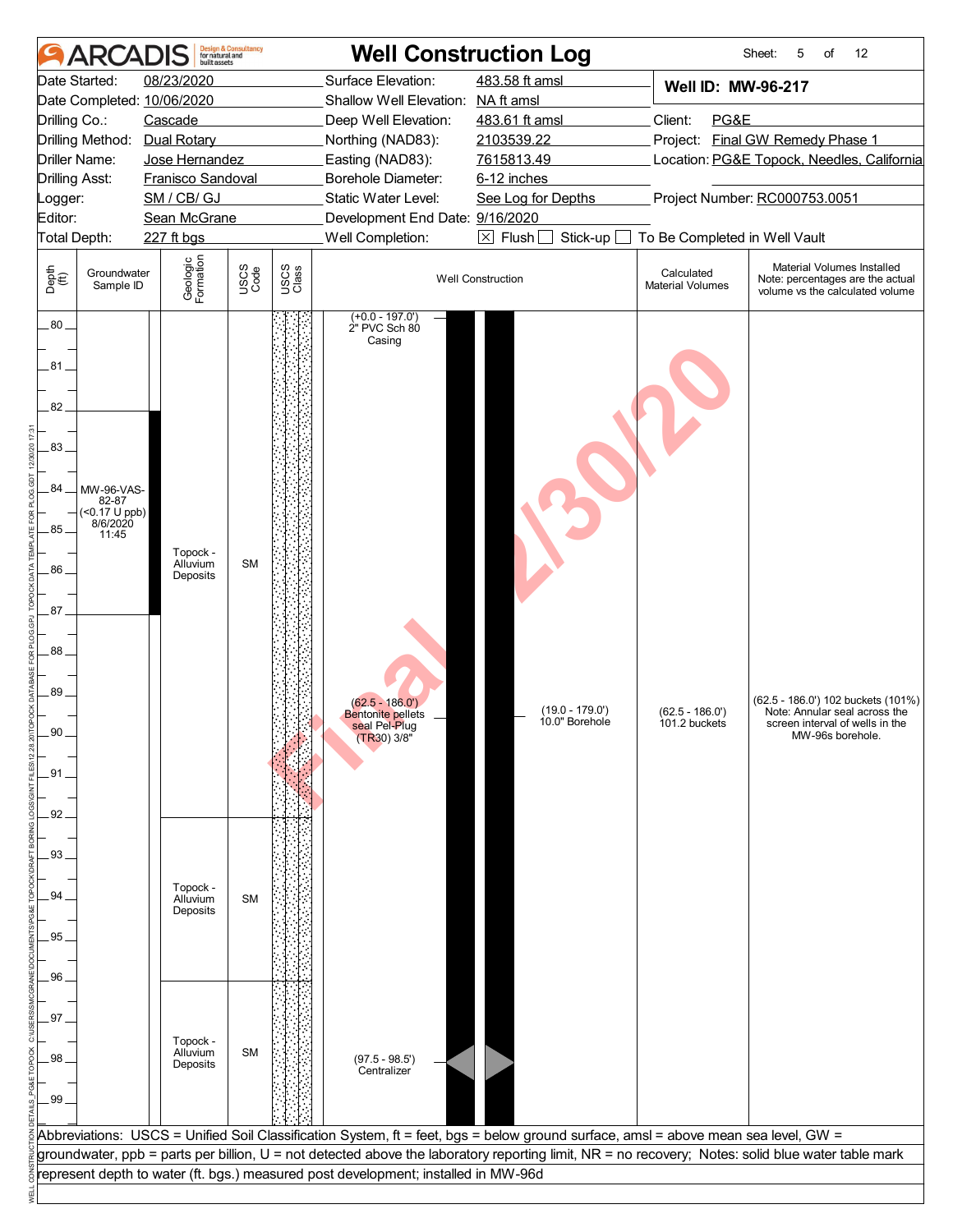# ARCADIS Well Construction Log

| | | | | | |
|---|---|---|---|---|---|
| Date Started: | 08/23/2020 | Surface Elevation: | 483.58 ft amsl | **Well ID: MW-96-217** | |
| Date Completed: | 10/06/2020 | Shallow Well Elevation: | NA ft amsl | | |
| Drilling Co.: | Cascade | Deep Well Elevation: | 483.61 ft amsl | Client: | PG&E |
| Drilling Method: | Dual Rotary | Northing (NAD83): | 2103539.22 | Project: | Final GW Remedy Phase 1 |
| Driller Name: | Jose Hernandez | Easting (NAD83): | 7615813.49 | Location: | PG&E Topock, Needles, California |
| Drilling Asst: | Franisco Sandoval | Borehole Diameter: | 6-12 inches | | |
| Logger: | SM / CB/ GJ | Static Water Level: | See Log for Depths | Project Number: | RC000753.0051 |
| Editor: | Sean McGrane | Development End Date: | 9/16/2020 | | |
| Total Depth: | 227 ft bgs | Well Completion: | ☒ Flush ☐ Stick-up ☐ To Be Completed in Well Vault | | |

| Depth (ft) | Groundwater Sample ID | Geologic Formation | USCS Code | Well Construction | Calculated Material Volumes | Material Volumes Installed (Note: percentages are the actual volume vs the calculated volume) |
|---|---|---|---|---|---|---|
| 80–92 | MW-96-VAS-82-87 (<0.17 U ppb) 8/6/2020 11:45 (sample interval 82–87) | Topock - Alluvium Deposits | SM | (+0.0 - 197.0') 2" PVC Sch 80 Casing; (62.5 - 186.0') Bentonite pellets seal Pel-Plug (TR30) 3/8"; (19.0 - 179.0') 10.0" Borehole | (62.5 - 186.0') 101.2 buckets | (62.5 - 186.0') 102 buckets (101%) Note: Annular seal across the screen interval of wells in the MW-96s borehole. |
| 92–96 | | Topock - Alluvium Deposits | SM | | | |
| 96–99 | | Topock - Alluvium Deposits | SM | (97.5 - 98.5') Centralizer | | |

Abbreviations: USCS = Unified Soil Classification System, ft = feet, bgs = below ground surface, amsl = above mean sea level, GW = groundwater, ppb = parts per billion, U = not detected above the laboratory reporting limit, NR = no recovery; Notes: solid blue water table mark represent depth to water (ft. bgs.) measured post development; installed in MW-96d

Final 12/30/20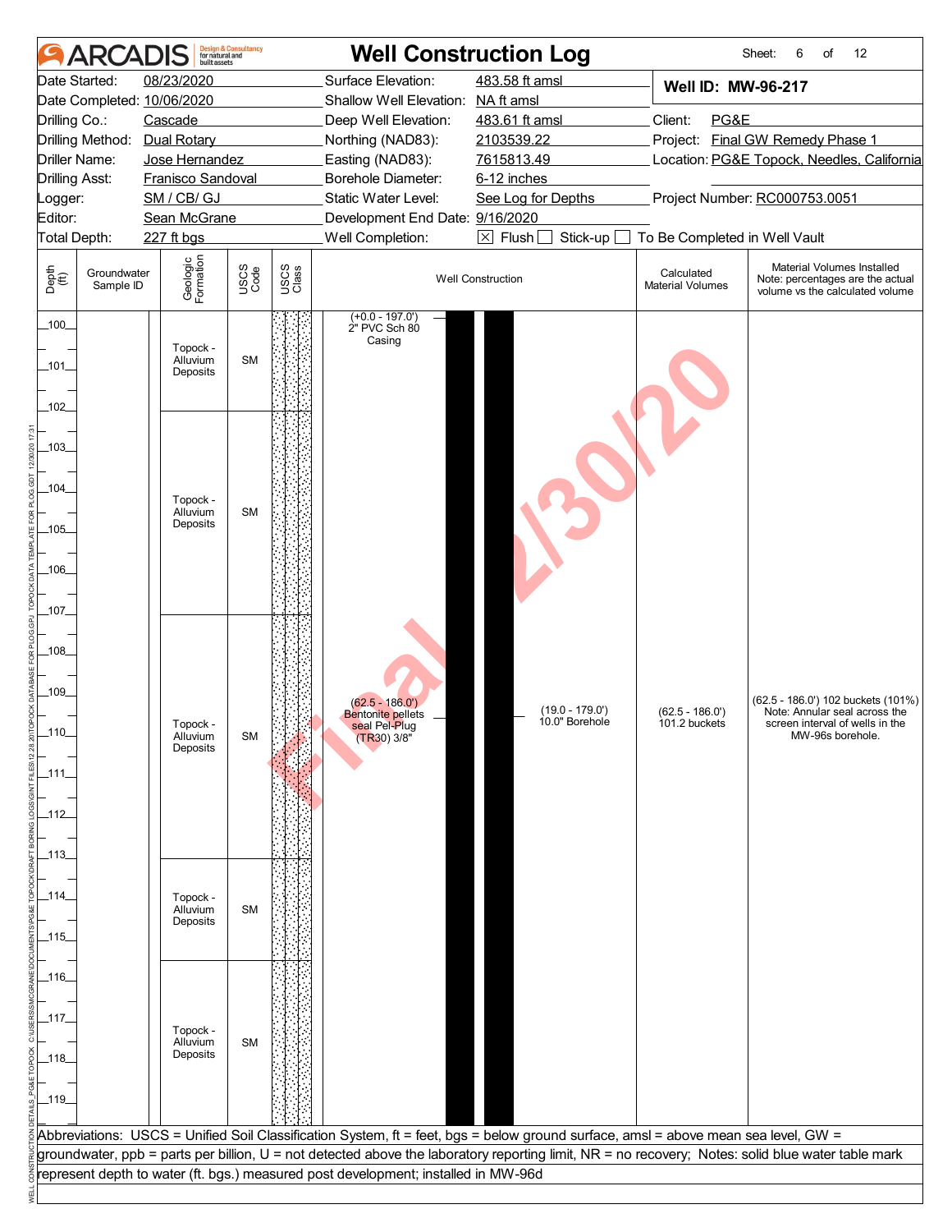# ARCADIS — Well Construction Log

Sheet: 6 of 12

| | | | |
|---|---|---|---|
| Date Started: 08/23/2020 | Surface Elevation: 483.58 ft amsl | **Well ID: MW-96-217** | |
| Date Completed: 10/06/2020 | Shallow Well Elevation: NA ft amsl | | |
| Drilling Co.: Cascade | Deep Well Elevation: 483.61 ft amsl | Client: PG&E | |
| Drilling Method: Dual Rotary | Northing (NAD83): 2103539.22 | Project: Final GW Remedy Phase 1 | |
| Driller Name: Jose Hernandez | Easting (NAD83): 7615813.49 | Location: PG&E Topock, Needles, California | |
| Drilling Asst: Franisco Sandoval | Borehole Diameter: 6-12 inches | | |
| Logger: SM / CB/ GJ | Static Water Level: See Log for Depths | Project Number: RC000753.0051 | |
| Editor: Sean McGrane | Development End Date: 9/16/2020 | | |
| Total Depth: 227 ft bgs | Well Completion: ☒ Flush ☐ Stick-up ☐ To Be Completed in Well Vault | | |

| Depth (ft) | Groundwater Sample ID | Geologic Formation | USCS Code | Well Construction | Calculated Material Volumes | Material Volumes Installed Note: percentages are the actual volume vs the calculated volume |
|---|---|---|---|---|---|---|
| 100–102 | | Topock - Alluvium Deposits | SM | (+0.0 - 197.0') 2" PVC Sch 80 Casing | | |
| 102–107 | | Topock - Alluvium Deposits | SM | | | |
| 107–113 | | Topock - Alluvium Deposits | SM | (62.5 - 186.0') Bentonite pellets seal Pel-Plug (TR30) 3/8"; (19.0 - 179.0') 10.0" Borehole | (62.5 - 186.0') 101.2 buckets | (62.5 - 186.0') 102 buckets (101%) Note: Annular seal across the screen interval of wells in the MW-96s borehole. |
| 113–115.5 | | Topock - Alluvium Deposits | SM | | | |
| 115.5–120 | | Topock - Alluvium Deposits | SM | | | |

Abbreviations: USCS = Unified Soil Classification System, ft = feet, bgs = below ground surface, amsl = above mean sea level, GW = groundwater, ppb = parts per billion, U = not detected above the laboratory reporting limit, NR = no recovery; Notes: solid blue water table mark represent depth to water (ft. bgs.) measured post development; installed in MW-96d

Final 12/30/20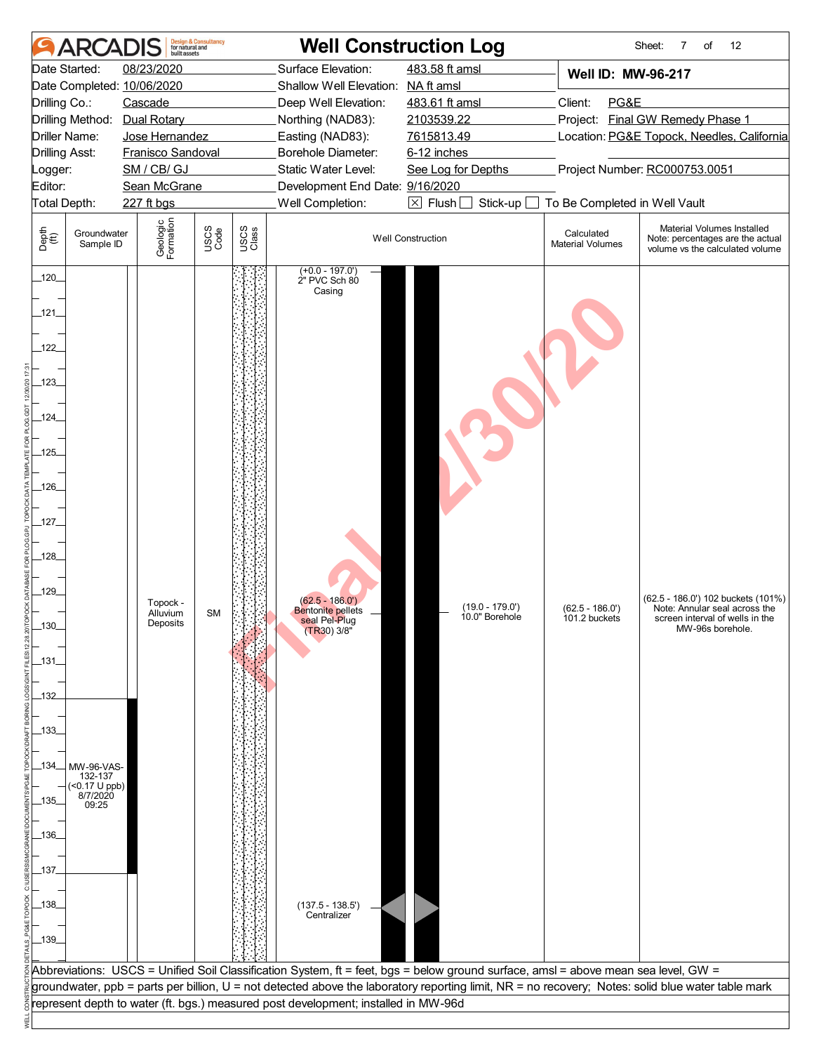# Well Construction Log

ARCADIS Design & Consultancy for natural and built assets

Sheet: 7 of 12

| | | | |
|---|---|---|---|
| Date Started: | 08/23/2020 | Surface Elevation: | 483.58 ft amsl |
| Date Completed: | 10/06/2020 | Shallow Well Elevation: | NA ft amsl |
| Drilling Co.: | Cascade | Deep Well Elevation: | 483.61 ft amsl |
| Drilling Method: | Dual Rotary | Northing (NAD83): | 2103539.22 |
| Driller Name: | Jose Hernandez | Easting (NAD83): | 7615813.49 |
| Drilling Asst: | Fransico Sandoval | Borehole Diameter: | 6-12 inches |
| Logger: | SM / CB/ GJ | Static Water Level: | See Log for Depths |
| Editor: | Sean McGrane | Development End Date: | 9/16/2020 |
| Total Depth: | 227 ft bgs | Well Completion: | ☒ Flush ☐ Stick-up ☐ To Be Completed in Well Vault |

**Well ID: MW-96-217**

Client: PG&E
Project: Final GW Remedy Phase 1
Location: PG&E Topock, Needles, California
Project Number: RC000753.0051

| Depth (ft) | Groundwater Sample ID | Geologic Formation | USCS Code | USCS Class | Well Construction | Calculated Material Volumes | Material Volumes Installed (Note: percentages are the actual volume vs the calculated volume) |
|---|---|---|---|---|---|---|---|
| 120–139 | MW-96-VAS-132-137 (<0.17 U ppb) 8/7/2020 09:25 (interval 132–137) | Topock - Alluvium Deposits | SM | | (+0.0 - 197.0') 2" PVC Sch 80 Casing; (62.5 - 186.0') Bentonite pellets seal Pel-Plug (TR30) 3/8"; (19.0 - 179.0') 10.0" Borehole; (137.5 - 138.5') Centralizer | (62.5 - 186.0') 101.2 buckets | (62.5 - 186.0') 102 buckets (101%) Note: Annular seal across the screen interval of wells in the MW-96s borehole. |

Final 12/30/20

Abbreviations: USCS = Unified Soil Classification System, ft = feet, bgs = below ground surface, amsl = above mean sea level, GW = groundwater, ppb = parts per billion, U = not detected above the laboratory reporting limit, NR = no recovery; Notes: solid blue water table mark represent depth to water (ft. bgs.) measured post development; installed in MW-96d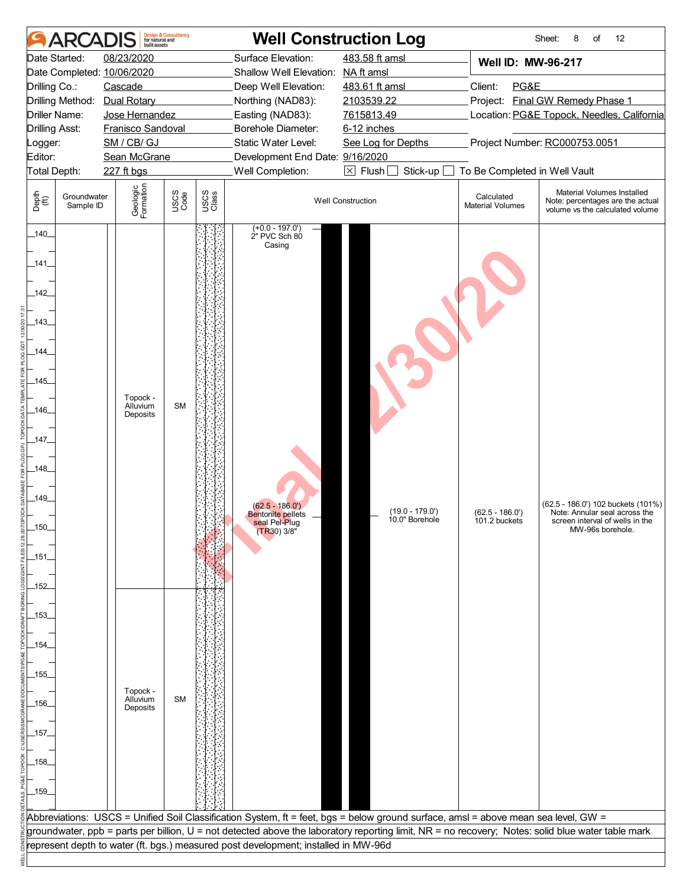# ARCADIS — Well Construction Log

Sheet: 8 of 12

| | | | |
|---|---|---|---|
| Date Started: | 08/23/2020 | Surface Elevation: | 483.58 ft amsl |
| Date Completed: | 10/06/2020 | Shallow Well Elevation: | NA ft amsl |
| Drilling Co.: | Cascade | Deep Well Elevation: | 483.61 ft amsl |
| Drilling Method: | Dual Rotary | Northing (NAD83): | 2103539.22 |
| Driller Name: | Jose Hernandez | Easting (NAD83): | 7615813.49 |
| Drilling Asst: | Franisco Sandoval | Borehole Diameter: | 6-12 inches |
| Logger: | SM / CB/ GJ | Static Water Level: | See Log for Depths |
| Editor: | Sean McGrane | Development End Date: | 9/16/2020 |
| Total Depth: | 227 ft bgs | Well Completion: | ☒ Flush ☐ Stick-up ☐ To Be Completed in Well Vault |

**Well ID: MW-96-217**

Client: PG&E
Project: Final GW Remedy Phase 1
Location: PG&E Topock, Needles, California
Project Number: RC000753.0051

| Depth (ft) | Groundwater Sample ID | Geologic Formation | USCS Code | Well Construction | Calculated Material Volumes | Material Volumes Installed (Note: percentages are the actual volume vs the calculated volume) |
|---|---|---|---|---|---|---|
| 140–152 | | Topock - Alluvium Deposits | SM | (+0.0 - 197.0') 2" PVC Sch 80 Casing; (62.5 - 186.0') Bentonite pellets seal Pel-Plug (TR30) 3/8"; (19.0 - 179.0') 10.0" Borehole | (62.5 - 186.0') 101.2 buckets | (62.5 - 186.0') 102 buckets (101%) Note: Annular seal across the screen interval of wells in the MW-96s borehole. |
| 152–159 | | Topock - Alluvium Deposits | SM | | | |

Abbreviations: USCS = Unified Soil Classification System, ft = feet, bgs = below ground surface, amsl = above mean sea level, GW = groundwater, ppb = parts per billion, U = not detected above the laboratory reporting limit, NR = no recovery; Notes: solid blue water table mark represent depth to water (ft. bgs.) measured post development; installed in MW-96d

Final 12/30/20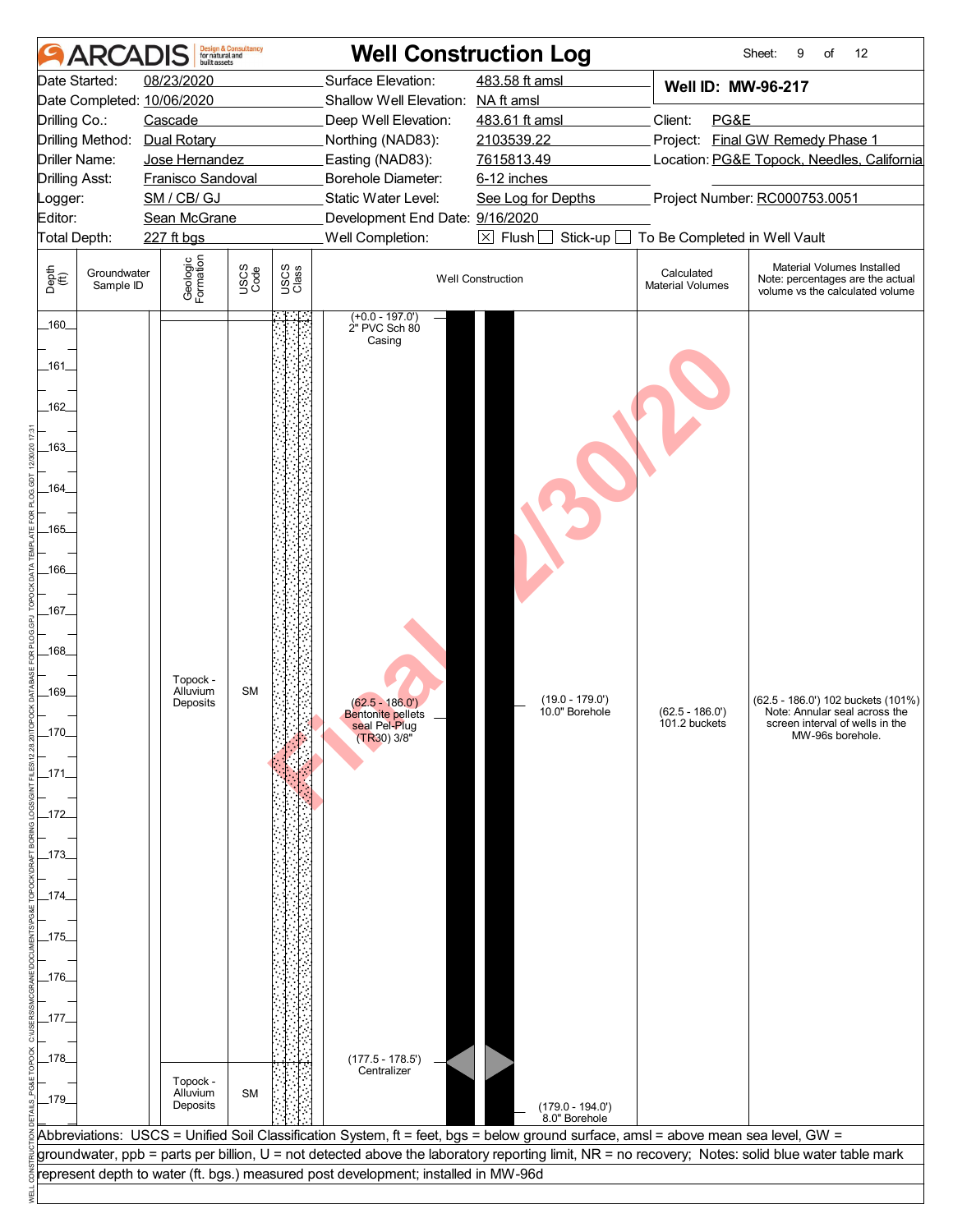# ARCADIS Well Construction Log

| | | | | | |
|---|---|---|---|---|---|
| Date Started: | 08/23/2020 | Surface Elevation: | 483.58 ft amsl | **Well ID: MW-96-217** | |
| Date Completed: | 10/06/2020 | Shallow Well Elevation: | NA ft amsl | | |
| Drilling Co.: | Cascade | Deep Well Elevation: | 483.61 ft amsl | Client: | PG&E |
| Drilling Method: | Dual Rotary | Northing (NAD83): | 2103539.22 | Project: | Final GW Remedy Phase 1 |
| Driller Name: | Jose Hernandez | Easting (NAD83): | 7615813.49 | Location: | PG&E Topock, Needles, California |
| Drilling Asst: | Fransisco Sandoval | Borehole Diameter: | 6-12 inches | | |
| Logger: | SM / CB/ GJ | Static Water Level: | See Log for Depths | Project Number: | RC000753.0051 |
| Editor: | Sean McGrane | Development End Date: | 9/16/2020 | | |
| Total Depth: | 227 ft bgs | Well Completion: | ☒ Flush ☐ Stick-up ☐ To Be Completed in Well Vault | | |

| Depth (ft) | Groundwater Sample ID | Geologic Formation | USCS Code | Well Construction | Calculated Material Volumes | Material Volumes Installed (Note: percentages are the actual volume vs the calculated volume) |
|---|---|---|---|---|---|---|
| 160–178 | | Topock - Alluvium Deposits | SM | (+0.0 - 197.0') 2" PVC Sch 80 Casing; (62.5 - 186.0') Bentonite pellets seal Pel-Plug (TR30) 3/8"; (19.0 - 179.0') 10.0" Borehole; (177.5 - 178.5') Centralizer | (62.5 - 186.0') 101.2 buckets | (62.5 - 186.0') 102 buckets (101%) Note: Annular seal across the screen interval of wells in the MW-96s borehole. |
| 178–180 | | Topock - Alluvium Deposits | SM | (179.0 - 194.0') 8.0" Borehole | | |

Abbreviations: USCS = Unified Soil Classification System, ft = feet, bgs = below ground surface, amsl = above mean sea level, GW = groundwater, ppb = parts per billion, U = not detected above the laboratory reporting limit, NR = no recovery; Notes: solid blue water table mark represent depth to water (ft. bgs.) measured post development; installed in MW-96d

Final 12/30/20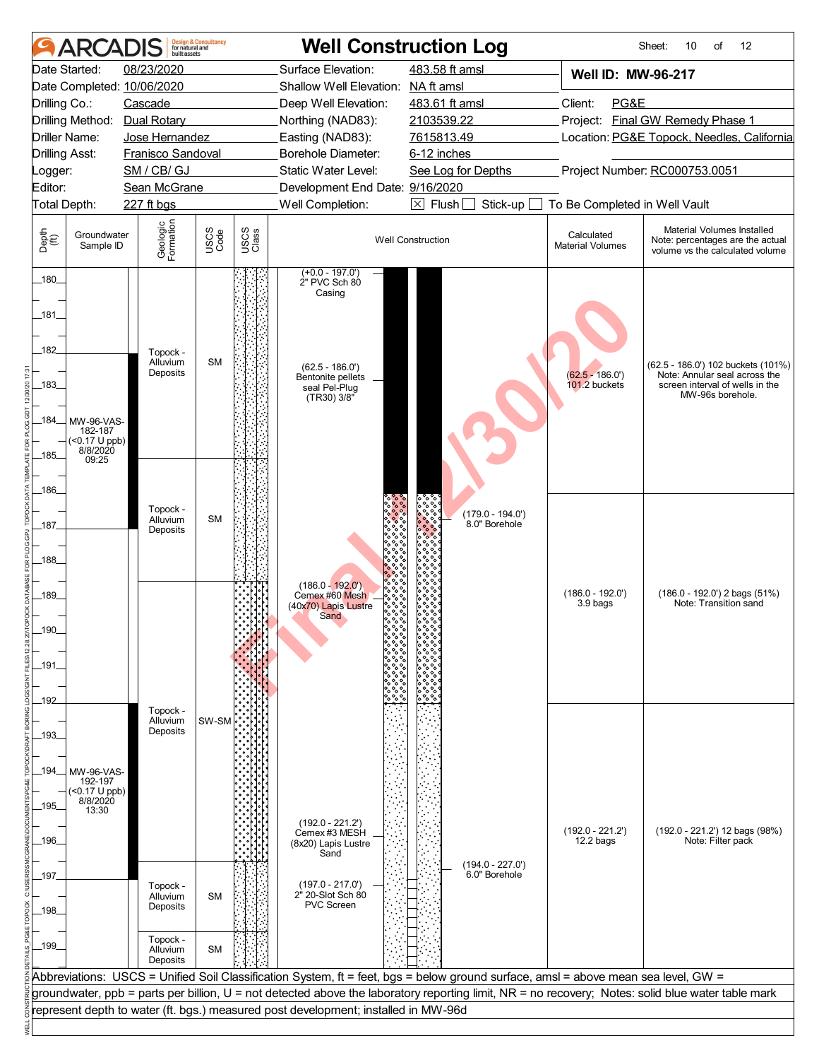# ARCADIS — Well Construction Log

Sheet: 10 of 12

| | | | | | |
|---|---|---|---|---|---|
| Date Started: | 08/23/2020 | Surface Elevation: | 483.58 ft amsl | **Well ID: MW-96-217** | |
| Date Completed: | 10/06/2020 | Shallow Well Elevation: | NA ft amsl | | |
| Drilling Co.: | Cascade | Deep Well Elevation: | 483.61 ft amsl | Client: | PG&E |
| Drilling Method: | Dual Rotary | Northing (NAD83): | 2103539.22 | Project: | Final GW Remedy Phase 1 |
| Driller Name: | Jose Hernandez | Easting (NAD83): | 7615813.49 | Location: | PG&E Topock, Needles, California |
| Drilling Asst: | Franisco Sandoval | Borehole Diameter: | 6-12 inches | | |
| Logger: | SM / CB/ GJ | Static Water Level: | See Log for Depths | Project Number: | RC000753.0051 |
| Editor: | Sean McGrane | Development End Date: | 9/16/2020 | | |
| Total Depth: | 227 ft bgs | Well Completion: | ☒ Flush ☐ Stick-up ☐ To Be Completed in Well Vault | | |

| Depth (ft) | Groundwater Sample ID | Geologic Formation | USCS Code | Well Construction | Calculated Material Volumes | Material Volumes Installed (Note: percentages are the actual volume vs the calculated volume) |
|---|---|---|---|---|---|---|
| 180–182 | | Topock - Alluvium Deposits | SM | (+0.0 - 197.0') 2" PVC Sch 80 Casing | | |
| 182–186 | MW-96-VAS-182-187 (<0.17 U ppb) 8/8/2020 09:25 | Topock - Alluvium Deposits | SM | (62.5 - 186.0') Bentonite pellets seal Pel-Plug (TR30) 3/8" | (62.5 - 186.0') 101.2 buckets | (62.5 - 186.0') 102 buckets (101%) Note: Annular seal across the screen interval of wells in the MW-96s borehole. |
| 185.5–189.5 | | Topock - Alluvium Deposits | SM | (179.0 - 194.0') 8.0" Borehole | | |
| 186–192 | | | | (186.0 - 192.0') Cemex #60 Mesh (40x70) Lapis Lustre Sand | (186.0 - 192.0') 3.9 bags | (186.0 - 192.0') 2 bags (51%) Note: Transition sand |
| 192–197 | MW-96-VAS-192-197 (<0.17 U ppb) 8/8/2020 13:30 | Topock - Alluvium Deposits | SW-SM | (192.0 - 221.2') Cemex #3 MESH (8x20) Lapis Lustre Sand | (192.0 - 221.2') 12.2 bags | (192.0 - 221.2') 12 bags (98%) Note: Filter pack |
| 196.5–198.5 | | Topock - Alluvium Deposits | SM | (194.0 - 227.0') 6.0" Borehole; (197.0 - 217.0') 2" 20-Slot Sch 80 PVC Screen | | |
| 198.5–200 | | Topock - Alluvium Deposits | SM | | | |

Abbreviations: USCS = Unified Soil Classification System, ft = feet, bgs = below ground surface, amsl = above mean sea level, GW = groundwater, ppb = parts per billion, U = not detected above the laboratory reporting limit, NR = no recovery; Notes: solid blue water table mark represent depth to water (ft. bgs.) measured post development; installed in MW-96d

Final 12/30/20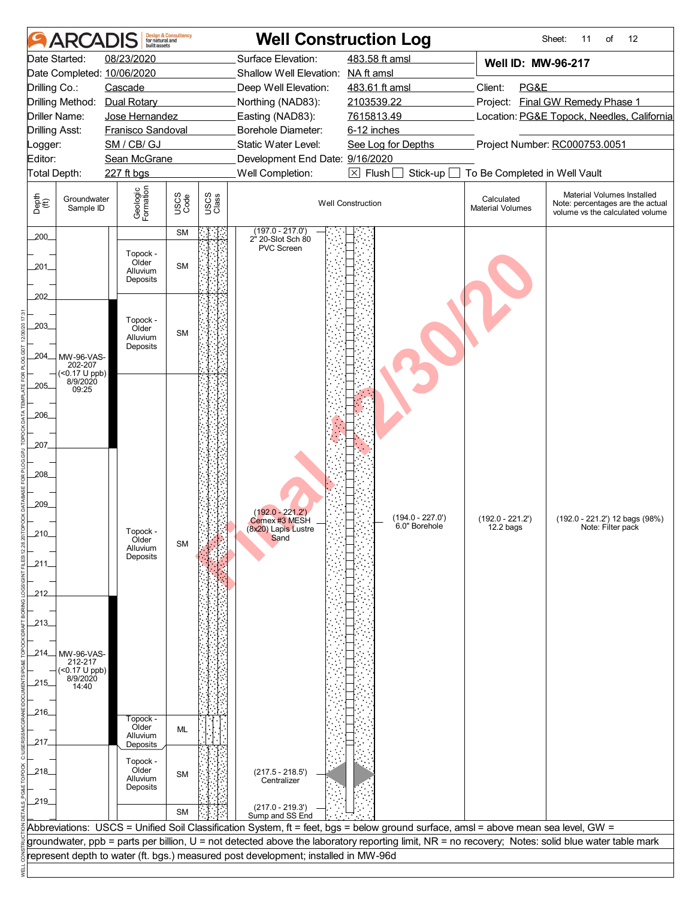# ARCADIS — Well Construction Log

Sheet: 11 of 12

| | | | |
|---|---|---|---|
| Date Started: | 08/23/2020 | Surface Elevation: | 483.58 ft amsl |
| Date Completed: | 10/06/2020 | Shallow Well Elevation: | NA ft amsl |
| Drilling Co.: | Cascade | Deep Well Elevation: | 483.61 ft amsl |
| Drilling Method: | Dual Rotary | Northing (NAD83): | 2103539.22 |
| Driller Name: | Jose Hernandez | Easting (NAD83): | 7615813.49 |
| Drilling Asst: | Franisco Sandoval | Borehole Diameter: | 6-12 inches |
| Logger: | SM / CB/ GJ | Static Water Level: | See Log for Depths |
| Editor: | Sean McGrane | Development End Date: | 9/16/2020 |
| Total Depth: | 227 ft bgs | Well Completion: | ☒ Flush ☐ Stick-up ☐ To Be Completed in Well Vault |

**Well ID: MW-96-217**

Client: PG&E
Project: Final GW Remedy Phase 1
Location: PG&E Topock, Needles, California
Project Number: RC000753.0051

| Depth (ft) | Groundwater Sample ID | Geologic Formation | USCS Code |
|---|---|---|---|
| 200–200.2 | | | SM |
| 200.2–202 | | Topock - Older Alluvium Deposits | SM |
| 202–204.7 | MW-96-VAS-202-207 (<0.17 U ppb) 8/9/2020 09:25 | Topock - Older Alluvium Deposits | SM |
| 204.7–216 | MW-96-VAS-212-217 (<0.17 U ppb) 8/9/2020 14:40 | Topock - Older Alluvium Deposits | SM |
| 216–217 | | Topock - Older Alluvium Deposits | ML |
| 217–219 | | Topock - Older Alluvium Deposits | SM |
| 219– | | | SM |

**Well Construction:**
- (197.0 - 217.0') 2" 20-Slot Sch 80 PVC Screen
- (192.0 - 221.2') Cemex #3 MESH (8x20) Lapis Lustre Sand
- (194.0 - 227.0') 6.0" Borehole
- (217.5 - 218.5') Centralizer
- (217.0 - 219.3') Sump and SS End

| Calculated Material Volumes | Material Volumes Installed (Note: percentages are the actual volume vs the calculated volume) |
|---|---|
| (192.0 - 221.2') 12.2 bags | (192.0 - 221.2') 12 bags (98%) Note: Filter pack |

Abbreviations: USCS = Unified Soil Classification System, ft = feet, bgs = below ground surface, amsl = above mean sea level, GW = groundwater, ppb = parts per billion, U = not detected above the laboratory reporting limit, NR = no recovery; Notes: solid blue water table mark represent depth to water (ft. bgs.) measured post development; installed in MW-96d

Final 12/30/20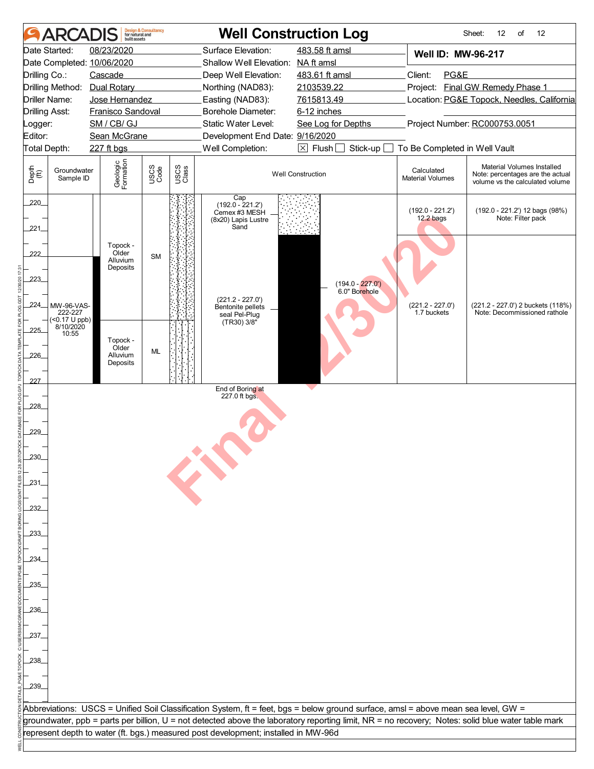# ARCADIS — Well Construction Log

Sheet: 12 of 12

| | | | |
|---|---|---|---|
| Date Started: 08/23/2020 | Surface Elevation: 483.58 ft amsl | **Well ID: MW-96-217** | |
| Date Completed: 10/06/2020 | Shallow Well Elevation: NA ft amsl | | |
| Drilling Co.: Cascade | Deep Well Elevation: 483.61 ft amsl | Client: PG&E | |
| Drilling Method: Dual Rotary | Northing (NAD83): 2103539.22 | Project: Final GW Remedy Phase 1 | |
| Driller Name: Jose Hernandez | Easting (NAD83): 7615813.49 | Location: PG&E Topock, Needles, California | |
| Drilling Asst: Franisco Sandoval | Borehole Diameter: 6-12 inches | | |
| Logger: SM / CB/ GJ | Static Water Level: See Log for Depths | Project Number: RC000753.0051 | |
| Editor: Sean McGrane | Development End Date: 9/16/2020 | | |
| Total Depth: 227 ft bgs | Well Completion: ☒ Flush ☐ Stick-up ☐ To Be Completed in Well Vault | | |

| Depth (ft) | Groundwater Sample ID | Geologic Formation | USCS Code | Well Construction | Calculated Material Volumes | Material Volumes Installed (Note: percentages are the actual volume vs the calculated volume) |
|---|---|---|---|---|---|---|
| 220–222.9 | | Topock - Older Alluvium Deposits | SM | Cap (192.0 - 221.2') Cemex #3 MESH (8x20) Lapis Lustre Sand | (192.0 - 221.2') 12.2 bags | (192.0 - 221.2') 12 bags (98%) Note: Filter pack |
| 224 | MW-96-VAS-222-227 (<0.17 U ppb) 8/10/2020 10:55 | | | (221.2 - 227.0') Bentonite pellets seal Pel-Plug (TR30) 3/8"; (194.0 - 227.0') 6.0" Borehole | (221.2 - 227.0') 1.7 buckets | (221.2 - 227.0') 2 buckets (118%) Note: Decommissioned rathole |
| 225–227 | | Topock - Older Alluvium Deposits | ML | | | |

End of Boring at 227.0 ft bgs.

Final 12/30/20

Abbreviations: USCS = Unified Soil Classification System, ft = feet, bgs = below ground surface, amsl = above mean sea level, GW = groundwater, ppb = parts per billion, U = not detected above the laboratory reporting limit, NR = no recovery; Notes: solid blue water table mark represent depth to water (ft. bgs.) measured post development; installed in MW-96d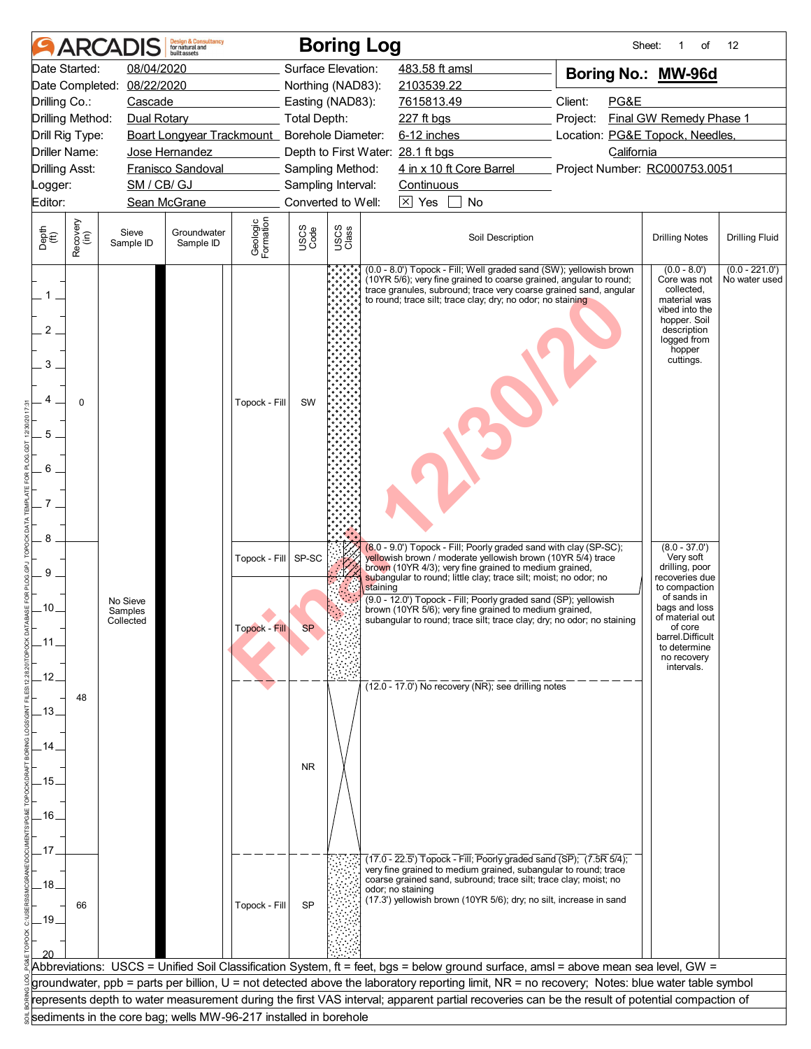# ARCADIS Boring Log

| | | | | | |
|---|---|---|---|---|---|
| Date Started: | 08/04/2020 | Surface Elevation: | 483.58 ft amsl | **Boring No.:** | **MW-96d** |
| Date Completed: | 08/22/2020 | Northing (NAD83): | 2103539.22 | | |
| Drilling Co.: | Cascade | Easting (NAD83): | 7615813.49 | Client: | PG&E |
| Drilling Method: | Dual Rotary | Total Depth: | 227 ft bgs | Project: | Final GW Remedy Phase 1 |
| Drill Rig Type: | Boart Longyear Trackmount | Borehole Diameter: | 6-12 inches | Location: | PG&E Topock, Needles, California |
| Driller Name: | Jose Hernandez | Depth to First Water: | 28.1 ft bgs | | |
| Drilling Asst: | Franisco Sandoval | Sampling Method: | 4 in x 10 ft Core Barrel | Project Number: | RC000753.0051 |
| Logger: | SM / CB/ GJ | Sampling Interval: | Continuous | | |
| Editor: | Sean McGrane | Converted to Well: | ☒ Yes ☐ No | | |

| Depth (ft) | Recovery (in) | Sieve Sample ID | Groundwater Sample ID | Geologic Formation | USCS Code | Soil Description | Drilling Notes | Drilling Fluid |
|---|---|---|---|---|---|---|---|---|
| 0-8 | 0 | No Sieve Samples Collected | | Topock - Fill | SW | (0.0 - 8.0') Topock - Fill; Well graded sand (SW); yellowish brown (10YR 5/6); very fine grained to coarse grained, angular to round; trace granules, subround; trace very coarse grained sand, angular to round; trace silt; trace clay; dry; no odor; no staining | (0.0 - 8.0') Core was not collected, material was vibed into the hopper. Soil description logged from hopper cuttings. | (0.0 - 221.0') No water used |
| 8-9 | 48 | | | Topock - Fill | SP-SC | (8.0 - 9.0') Topock - Fill; Poorly graded sand with clay (SP-SC); yellowish brown / moderate yellowish brown (10YR 5/4) trace brown (10YR 4/3); very fine grained to medium grained, subangular to round; little clay; trace silt; moist; no odor; no staining | (8.0 - 37.0') Very soft drilling, poor recoveries due to compaction of sands in bags and loss of material out of core barrel.Difficult to determine no recovery intervals. | |
| 9-12 | | | | Topock - Fill | SP | (9.0 - 12.0') Topock - Fill; Poorly graded sand (SP); yellowish brown (10YR 5/6); very fine grained to medium grained, subangular to round; trace silt; trace clay; dry; no odor; no staining | | |
| 12-17 | | | | | NR | (12.0 - 17.0') No recovery (NR); see drilling notes | | |
| 17-20 | 66 | | | Topock - Fill | SP | (17.0 - 22.5') Topock - Fill; Poorly graded sand (SP); (7.5R 5/4); very fine grained to medium grained, subangular to round; trace coarse grained sand, subround; trace silt; trace clay; moist; no odor; no staining<br>(17.3') yellowish brown (10YR 5/6); dry; no silt, increase in sand | | |

Abbreviations: USCS = Unified Soil Classification System, ft = feet, bgs = below ground surface, amsl = above mean sea level, GW = groundwater, ppb = parts per billion, U = not detected above the laboratory reporting limit, NR = no recovery; Notes: blue water table symbol represents depth to water measurement during the first VAS interval; apparent partial recoveries can be the result of potential compaction of sediments in the core bag; wells MW-96-217 installed in borehole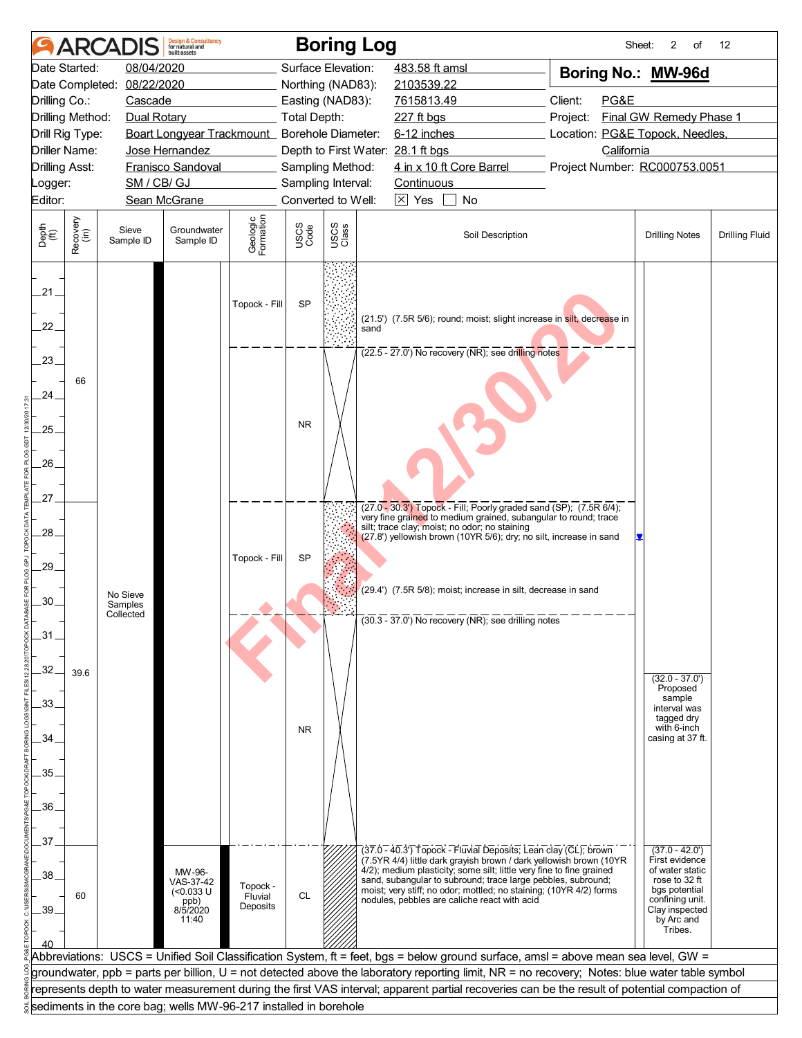# Boring Log

**Sheet:** 2 of 12

| | | | |
|---|---|---|---|
| Date Started: | 08/04/2020 | Surface Elevation: | 483.58 ft amsl |
| Date Completed: | 08/22/2020 | Northing (NAD83): | 2103539.22 |
| Drilling Co.: | Cascade | Easting (NAD83): | 7615813.49 |
| Drilling Method: | Dual Rotary | Total Depth: | 227 ft bgs |
| Drill Rig Type: | Boart Longyear Trackmount | Borehole Diameter: | 6-12 inches |
| Driller Name: | Jose Hernandez | Depth to First Water: | 28.1 ft bgs |
| Drilling Asst: | Franisco Sandoval | Sampling Method: | 4 in x 10 ft Core Barrel |
| Logger: | SM / CB/ GJ | Sampling Interval: | Continuous |
| Editor: | Sean McGrane | Converted to Well: | [X] Yes [ ] No |

**Boring No.: MW-96d**

Client: PG&E
Project: Final GW Remedy Phase 1
Location: PG&E Topock, Needles, California
Project Number: RC000753.0051

| Depth (ft) | Recovery (in) | Sieve Sample ID | Groundwater Sample ID | Geologic Formation | USCS Code | Soil Description | Drilling Notes | Drilling Fluid |
|---|---|---|---|---|---|---|---|---|
| 20–22.5 | 66 | No Sieve Samples Collected | | Topock - Fill | SP | (21.5') (7.5R 5/6); round; moist; slight increase in silt, decrease in sand | | |
| 22.5–27.0 | | | | | NR | (22.5 - 27.0') No recovery (NR); see drilling notes | | |
| 27.0–30.3 | 39.6 | | | Topock - Fill | SP | (27.0 - 30.3') Topock - Fill; Poorly graded sand (SP); (7.5R 6/4); very fine grained to medium grained, subangular to round; trace silt; trace clay; moist; no odor; no staining<br>(27.8') yellowish brown (10YR 5/6); dry; no silt, increase in sand<br>(29.4') (7.5R 5/8); moist; increase in silt, decrease in sand | | |
| 30.3–37.0 | | | | | NR | (30.3 - 37.0') No recovery (NR); see drilling notes | (32.0 - 37.0') Proposed sample interval was tagged dry with 6-inch casing at 37 ft. | |
| 37.0–40.3 | 60 | | MW-96-VAS-37-42 (<0.033 U ppb) 8/5/2020 11:40 | Topock - Fluvial Deposits | CL | (37.0 - 40.3') Topock - Fluvial Deposits; Lean clay (CL); brown (7.5YR 4/4) little dark grayish brown / dark yellowish brown (10YR 4/2); medium plasticity; some silt; little very fine to fine grained sand, subangular to subround; trace large pebbles, subround; moist; very stiff; no odor; mottled; no staining; (10YR 4/2) forms nodules, pebbles are caliche react with acid | (37.0 - 42.0') First evidence of water static rose to 32 ft bgs potential confining unit. Clay inspected by Arc and Tribes. | |

Abbreviations: USCS = Unified Soil Classification System, ft = feet, bgs = below ground surface, amsl = above mean sea level, GW = groundwater, ppb = parts per billion, U = not detected above the laboratory reporting limit, NR = no recovery; Notes: blue water table symbol represents depth to water measurement during the first VAS interval; apparent partial recoveries can be the result of potential compaction of sediments in the core bag; wells MW-96-217 installed in borehole

Final 12/30/20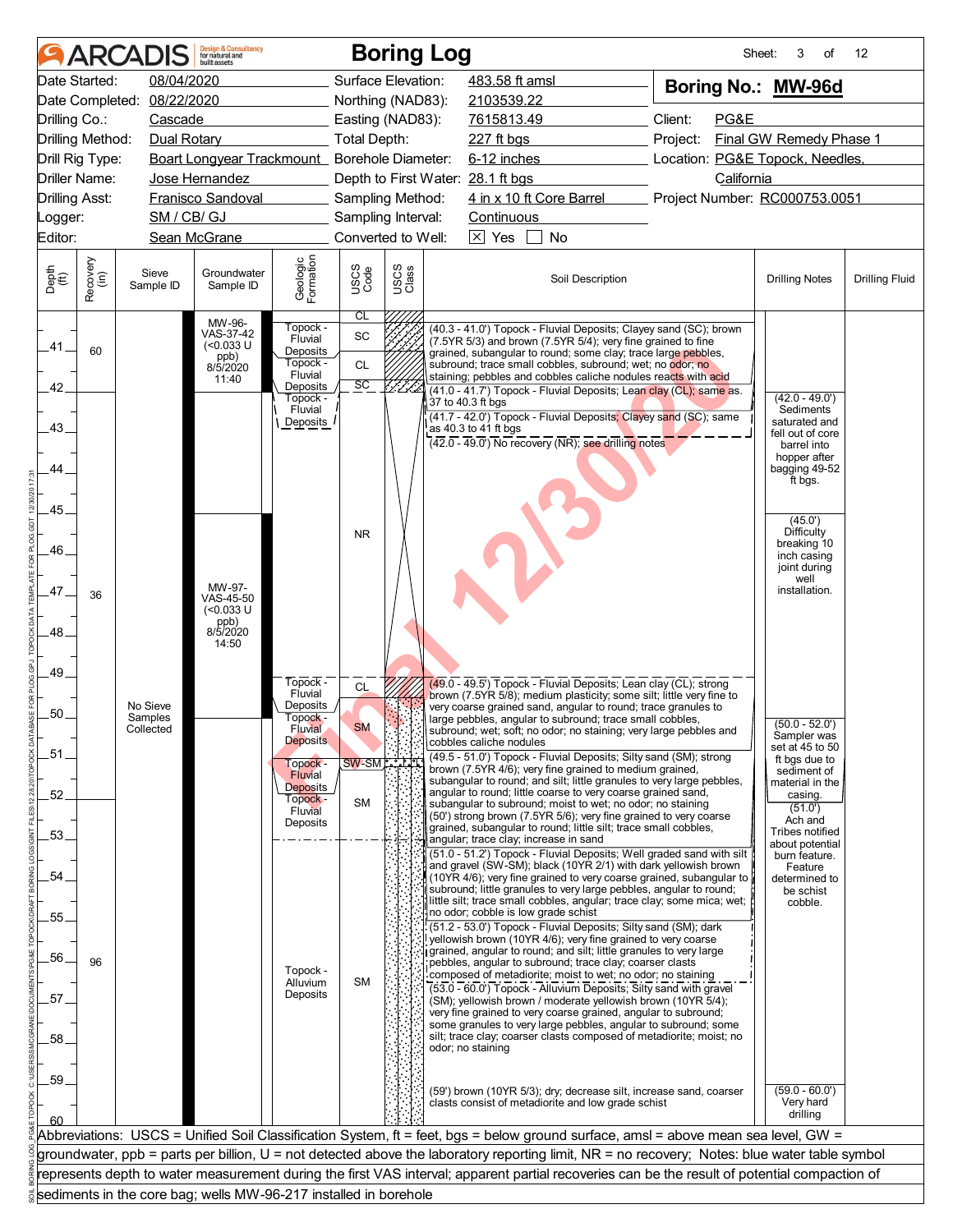# Boring Log

Sheet: 3 of 12

| | | | |
|---|---|---|---|
| Date Started: | 08/04/2020 | Surface Elevation: | 483.58 ft amsl |
| Date Completed: | 08/22/2020 | Northing (NAD83): | 2103539.22 |
| Drilling Co.: | Cascade | Easting (NAD83): | 7615813.49 |
| Drilling Method: | Dual Rotary | Total Depth: | 227 ft bgs |
| Drill Rig Type: | Boart Longyear Trackmount | Borehole Diameter: | 6-12 inches |
| Driller Name: | Jose Hernandez | Depth to First Water: | 28.1 ft bgs |
| Drilling Asst: | Franisco Sandoval | Sampling Method: | 4 in x 10 ft Core Barrel |
| Logger: | SM / CB/ GJ | Sampling Interval: | Continuous |
| Editor: | Sean McGrane | Converted to Well: | [X] Yes [ ] No |

**Boring No.: MW-96d**

Client: PG&E
Project: Final GW Remedy Phase 1
Location: PG&E Topock, Needles, California
Project Number: RC000753.0051

| Depth (ft) | Recovery (in) | Sieve Sample ID | Groundwater Sample ID | Geologic Formation | USCS Code | Soil Description | Drilling Notes | Drilling Fluid |
|---|---|---|---|---|---|---|---|---|
| 40.3-41.0 | 60 | No Sieve Samples Collected | MW-96-VAS-37-42 (<0.033 U ppb) 8/5/2020 11:40 | Topock - Fluvial Deposits | SC | (40.3 - 41.0') Topock - Fluvial Deposits; Clayey sand (SC); brown (7.5YR 5/3) and brown (7.5YR 5/4); very fine grained to fine grained, subangular to round; some clay; trace large pebbles, subround; trace small cobbles, subround; wet; no odor; no staining; pebbles and cobbles caliche nodules reacts with acid | | |
| 41.0-41.7 | | | | Topock - Fluvial Deposits | CL | (41.0 - 41.7') Topock - Fluvial Deposits; Lean clay (CL); same as 37 to 40.3 ft bgs | | |
| 41.7-42.0 | | | | Topock - Fluvial Deposits | SC | (41.7 - 42.0') Topock - Fluvial Deposits; Clayey sand (SC); same as 40.3 to 41 ft bgs | | |
| 42.0-49.0 | 36 | | MW-97-VAS-45-50 (<0.033 U ppb) 8/5/2020 14:50 | | NR | (42.0 - 49.0') No recovery (NR); see drilling notes | (42.0 - 49.0') Sediments saturated and fell out of core barrel into hopper after bagging 49-52 ft bgs. (45.0') Difficulty breaking 10 inch casing joint during well installation. | |
| 49.0-49.5 | | | | Topock - Fluvial Deposits | CL | (49.0 - 49.5') Topock - Fluvial Deposits; Lean clay (CL); strong brown (7.5YR 5/8); medium plasticity; some silt; little very fine to very coarse grained sand, angular to round; trace granules to large pebbles, angular to subround; trace small cobbles, subround; wet; soft; no odor; no staining; very large pebbles and cobbles caliche nodules | | |
| 49.5-51.0 | 96 | | | Topock - Fluvial Deposits | SM | (49.5 - 51.0') Topock - Fluvial Deposits; Silty sand (SM); strong brown (7.5YR 4/6); very fine grained to medium grained, subangular to round; and silt; little granules to very large pebbles, angular to round; little coarse to very coarse grained sand, subangular to subround; moist to wet; no odor; no staining (50') strong brown (7.5YR 5/6); very fine grained to very coarse grained, subangular to round; little silt; trace small cobbles, angular; trace clay; increase in sand | (50.0 - 52.0') Sampler was set at 45 to 50 ft bgs due to sediment of material in the casing. | |
| 51.0-51.2 | | | | Topock - Fluvial Deposits | SW-SM | (51.0 - 51.2') Topock - Fluvial Deposits; Well graded sand with silt and gravel (SW-SM); black (10YR 2/1) with dark yellowish brown (10YR 4/6); very fine grained to very coarse grained, subangular to subround; little granules to very large pebbles, angular to round; little silt; trace small cobbles, angular; trace clay; some mica; wet; no odor; cobble is low grade schist | (51.0') Ach and Tribes notified about potential burn feature. Feature determined to be schist cobble. | |
| 51.2-53.0 | | | | Topock - Fluvial Deposits | SM | (51.2 - 53.0') Topock - Fluvial Deposits; Silty sand (SM); dark yellowish brown (10YR 4/6); very fine grained to very coarse grained, angular to round; and silt; little granules to very large pebbles, angular to subround; trace clay; coarser clasts composed of metadiorite; moist to wet; no odor; no staining | | |
| 53.0-60.0 | | | | Topock - Alluvium Deposits | SM | (53.0 - 60.0') Topock - Alluvium Deposits; Silty sand with gravel (SM); yellowish brown / moderate yellowish brown (10YR 5/4); very fine grained to very coarse grained, angular to subround; some granules to very large pebbles, angular to subround; some silt; trace clay; coarser clasts composed of metadiorite; moist; no odor; no staining (59') brown (10YR 5/3); dry; decrease silt, increase sand, coarser clasts consist of metadiorite and low grade schist | (59.0 - 60.0') Very hard drilling | |

Abbreviations: USCS = Unified Soil Classification System, ft = feet, bgs = below ground surface, amsl = above mean sea level, GW = groundwater, ppb = parts per billion, U = not detected above the laboratory reporting limit, NR = no recovery; Notes: blue water table symbol represents depth to water measurement during the first VAS interval; apparent partial recoveries can be the result of potential compaction of sediments in the core bag; wells MW-96-217 installed in borehole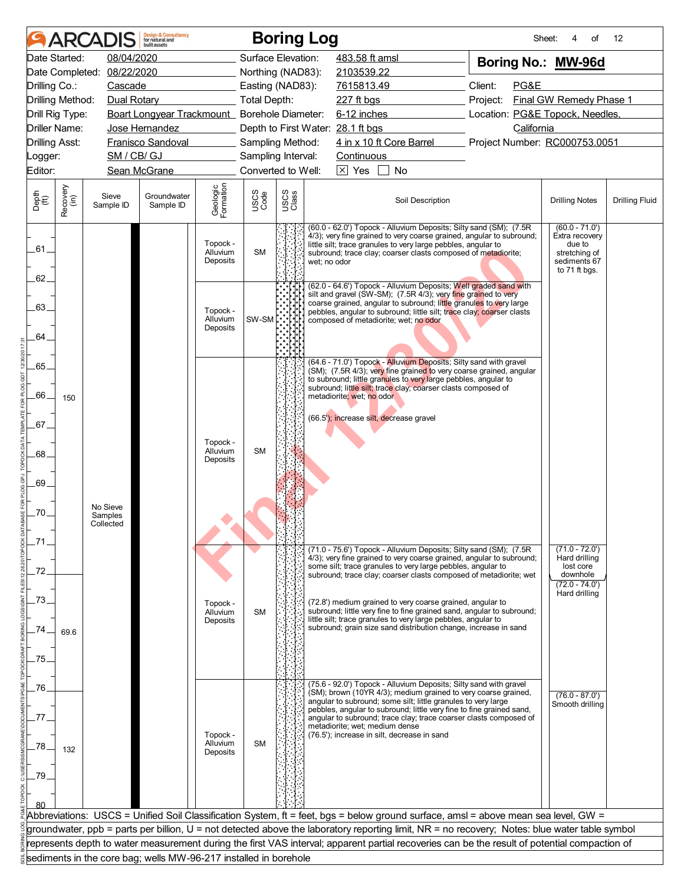# ARCADIS Boring Log

| | | | | | |
|---|---|---|---|---|---|
| Date Started: | 08/04/2020 | Surface Elevation: | 483.58 ft amsl | **Boring No.: MW-96d** | |
| Date Completed: | 08/22/2020 | Northing (NAD83): | 2103539.22 | | |
| Drilling Co.: | Cascade | Easting (NAD83): | 7615813.49 | Client: | PG&E |
| Drilling Method: | Dual Rotary | Total Depth: | 227 ft bgs | Project: | Final GW Remedy Phase 1 |
| Drill Rig Type: | Boart Longyear Trackmount | Borehole Diameter: | 6-12 inches | Location: | PG&E Topock, Needles, California |
| Driller Name: | Jose Hernandez | Depth to First Water: | 28.1 ft bgs | | |
| Drilling Asst: | Franisco Sandoval | Sampling Method: | 4 in x 10 ft Core Barrel | Project Number: | RC000753.0051 |
| Logger: | SM / CB/ GJ | Sampling Interval: | Continuous | | |
| Editor: | Sean McGrane | Converted to Well: | ☒ Yes ☐ No | | |

| Depth (ft) | Recovery (in) | Sieve Sample ID | Groundwater Sample ID | Geologic Formation | USCS Code | Soil Description | Drilling Notes |
|---|---|---|---|---|---|---|---|
| 60-62 | 150 | No Sieve Samples Collected | | Topock - Alluvium Deposits | SM | (60.0 - 62.0') Topock - Alluvium Deposits; Silty sand (SM); (7.5R 4/3); very fine grained to very coarse grained, angular to subround; little silt; trace granules to very large pebbles, angular to subround; trace clay; coarser clasts composed of metadiorite; wet; no odor | (60.0 - 71.0') Extra recovery due to stretching of sediments 67 to 71 ft bgs. |
| 62-64.6 | | | | Topock - Alluvium Deposits | SW-SM | (62.0 - 64.6') Topock - Alluvium Deposits; Well graded sand with silt and gravel (SW-SM); (7.5R 4/3); very fine grained to very coarse grained, angular to subround; little granules to very large pebbles, angular to subround; little silt; trace clay; coarser clasts composed of metadiorite; wet; no odor | |
| 64.6-71 | | | | Topock - Alluvium Deposits | SM | (64.6 - 71.0') Topock - Alluvium Deposits; Silty sand with gravel (SM); (7.5R 4/3); very fine grained to very coarse grained, angular to subround; little granules to very large pebbles, angular to subround; little silt; trace clay; coarser clasts composed of metadiorite; wet; no odor<br><br>(66.5'); increase silt, decrease gravel | |
| 71-75.6 | 69.6 | | | Topock - Alluvium Deposits | SM | (71.0 - 75.6') Topock - Alluvium Deposits; Silty sand (SM); (7.5R 4/3); very fine grained to very coarse grained, angular to subround; some silt; trace granules to very large pebbles, angular to subround; trace clay; coarser clasts composed of metadiorite; wet<br><br>(72.8') medium grained to very coarse grained, angular to subround; little very fine to fine grained sand, angular to subround; little silt; trace granules to very large pebbles, angular to subround; grain size sand distribution change, increase in sand | (71.0 - 72.0') Hard drilling lost core downhole<br>(72.0 - 74.0') Hard drilling |
| 75.6-80 | 132 | | | Topock - Alluvium Deposits | SM | (75.6 - 92.0') Topock - Alluvium Deposits; Silty sand with gravel (SM); brown (10YR 4/3); medium grained to very coarse grained, angular to subround; some silt; little granules to very large pebbles, angular to subround; little very fine to fine grained sand, angular to subround; trace clay; trace coarser clasts composed of metadiorite; wet; medium dense<br>(76.5'); increase in silt, decrease in sand | (76.0 - 87.0') Smooth drilling |

Abbreviations: USCS = Unified Soil Classification System, ft = feet, bgs = below ground surface, amsl = above mean sea level, GW = groundwater, ppb = parts per billion, U = not detected above the laboratory reporting limit, NR = no recovery; Notes: blue water table symbol represents depth to water measurement during the first VAS interval; apparent partial recoveries can be the result of potential compaction of sediments in the core bag; wells MW-96-217 installed in borehole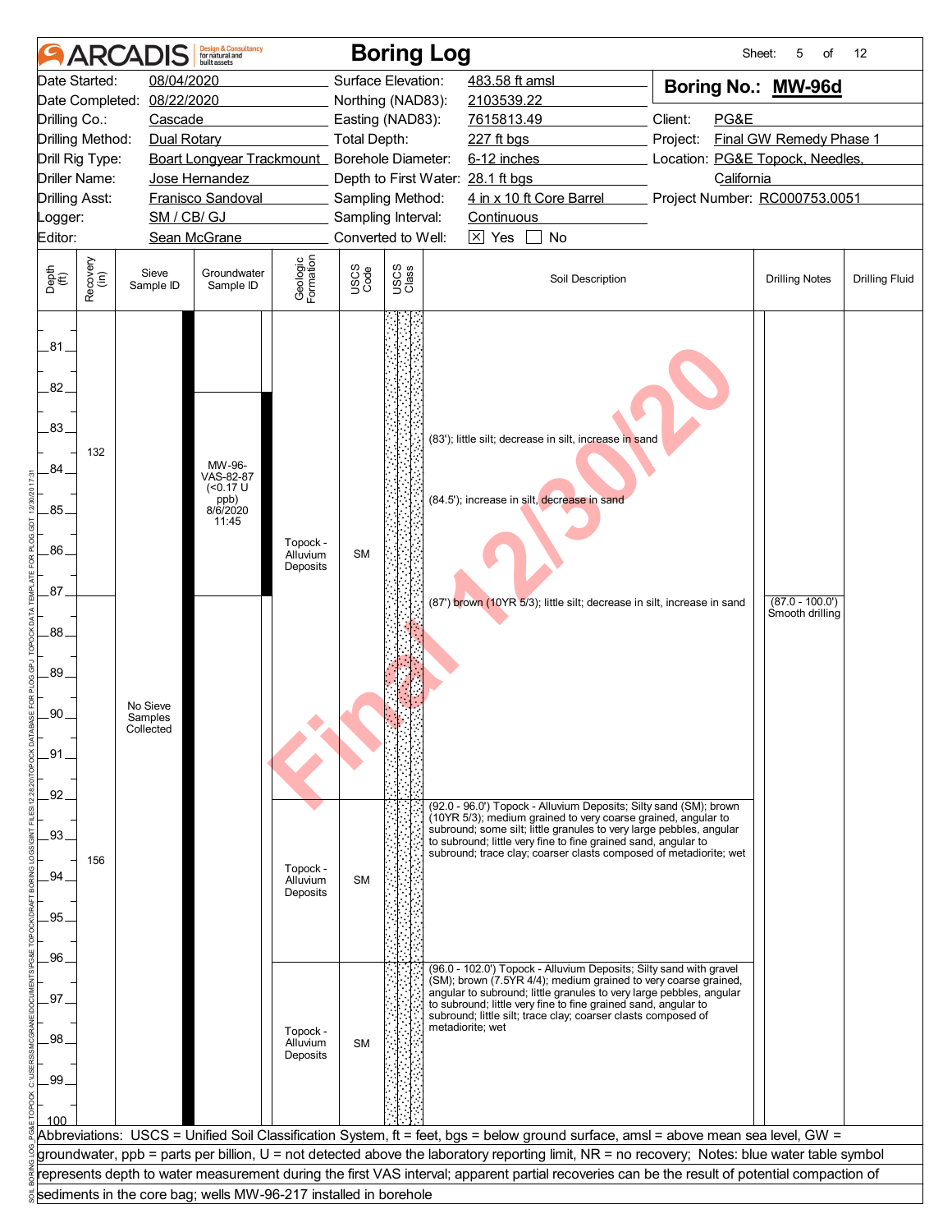# ARCADIS Boring Log

Sheet: 5 of 12

| | | | |
|---|---|---|---|
| Date Started: | 08/04/2020 | Surface Elevation: | 483.58 ft amsl |
| Date Completed: | 08/22/2020 | Northing (NAD83): | 2103539.22 |
| Drilling Co.: | Cascade | Easting (NAD83): | 7615813.49 |
| Drilling Method: | Dual Rotary | Total Depth: | 227 ft bgs |
| Drill Rig Type: | Boart Longyear Trackmount | Borehole Diameter: | 6-12 inches |
| Driller Name: | Jose Hernandez | Depth to First Water: | 28.1 ft bgs |
| Drilling Asst: | Franisco Sandoval | Sampling Method: | 4 in x 10 ft Core Barrel |
| Logger: | SM / CB/ GJ | Sampling Interval: | Continuous |
| Editor: | Sean McGrane | Converted to Well: | [X] Yes [ ] No |

**Boring No.: MW-96d**

Client: PG&E
Project: Final GW Remedy Phase 1
Location: PG&E Topock, Needles, California
Project Number: RC000753.0051

| Depth (ft) | Recovery (in) | Sieve Sample ID | Groundwater Sample ID | Geologic Formation | USCS Code | Soil Description | Drilling Notes | Drilling Fluid |
|---|---|---|---|---|---|---|---|---|
| 81–87 | 132 | No Sieve Samples Collected | MW-96-VAS-82-87 (<0.17 U ppb) 8/6/2020 11:45 | Topock - Alluvium Deposits | SM | (83'); little silt; decrease in silt, increase in sand<br>(84.5'); increase in silt, decrease in sand<br>(87') brown (10YR 5/3); little silt; decrease in silt, increase in sand | (87.0 - 100.0') Smooth drilling | |
| 87–92 | | | | | | | | |
| 92–96 | 156 | | | Topock - Alluvium Deposits | SM | (92.0 - 96.0') Topock - Alluvium Deposits; Silty sand (SM); brown (10YR 5/3); medium grained to very coarse grained, angular to subround; some silt; little granules to very large pebbles, angular to subround; little very fine to fine grained sand, angular to subround; trace clay; coarser clasts composed of metadiorite; wet | | |
| 96–100 | | | | Topock - Alluvium Deposits | SM | (96.0 - 102.0') Topock - Alluvium Deposits; Silty sand with gravel (SM); brown (7.5YR 4/4); medium grained to very coarse grained, angular to subround; little granules to very large pebbles, angular to subround; little very fine to fine grained sand, angular to subround; little silt; trace clay; coarser clasts composed of metadiorite; wet | | |

Abbreviations: USCS = Unified Soil Classification System, ft = feet, bgs = below ground surface, amsl = above mean sea level, GW = groundwater, ppb = parts per billion, U = not detected above the laboratory reporting limit, NR = no recovery; Notes: blue water table symbol represents depth to water measurement during the first VAS interval; apparent partial recoveries can be the result of potential compaction of sediments in the core bag; wells MW-96-217 installed in borehole

Final 12/30/20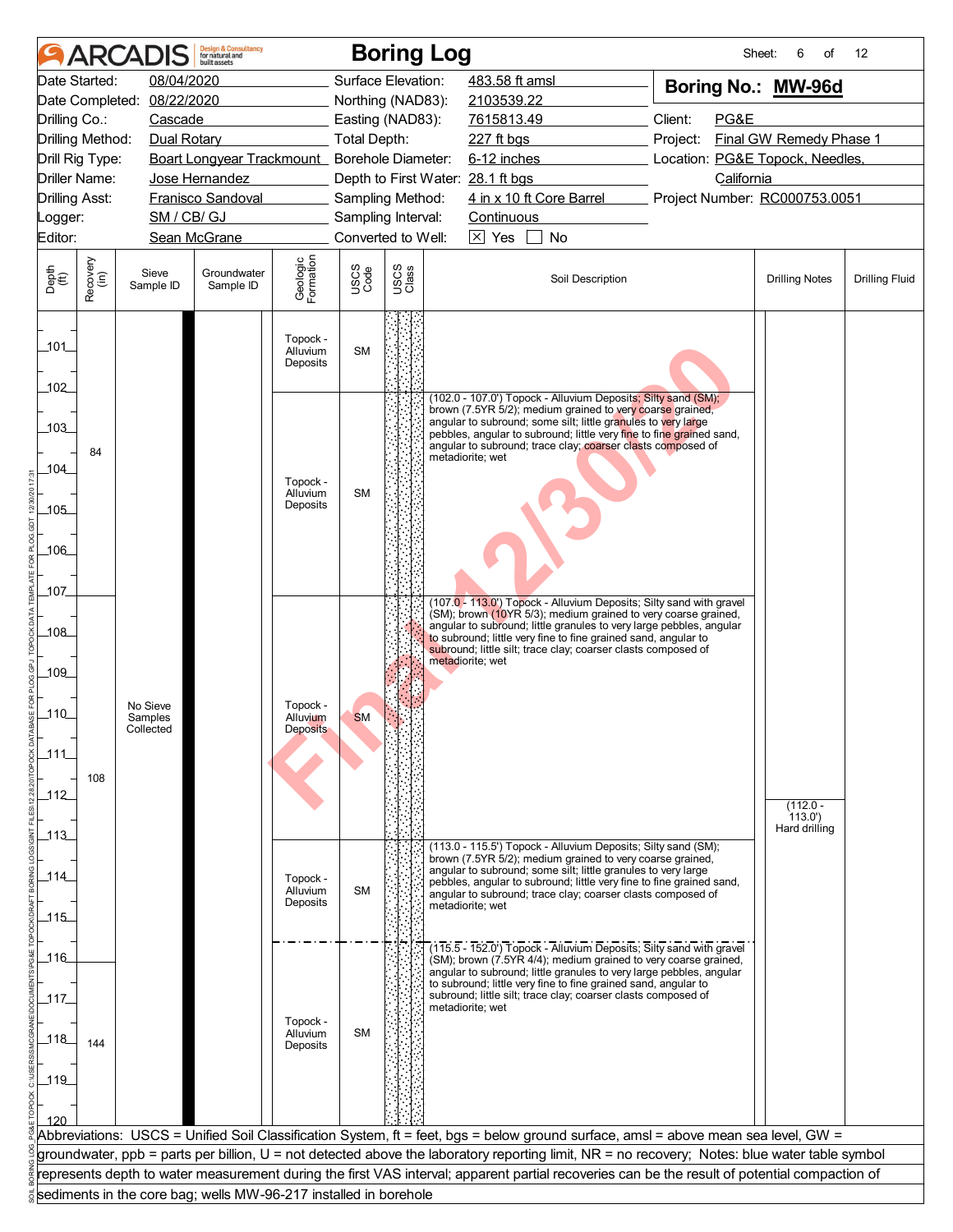# ARCADIS Boring Log

| | | | | | |
|---|---|---|---|---|---|
| Date Started: | 08/04/2020 | Surface Elevation: | 483.58 ft amsl | **Boring No.: MW-96d** | |
| Date Completed: | 08/22/2020 | Northing (NAD83): | 2103539.22 | | |
| Drilling Co.: | Cascade | Easting (NAD83): | 7615813.49 | Client: | PG&E |
| Drilling Method: | Dual Rotary | Total Depth: | 227 ft bgs | Project: | Final GW Remedy Phase 1 |
| Drill Rig Type: | Boart Longyear Trackmount | Borehole Diameter: | 6-12 inches | Location: | PG&E Topock, Needles, California |
| Driller Name: | Jose Hernandez | Depth to First Water: | 28.1 ft bgs | | |
| Drilling Asst: | Franisco Sandoval | Sampling Method: | 4 in x 10 ft Core Barrel | Project Number: | RC000753.0051 |
| Logger: | SM / CB/ GJ | Sampling Interval: | Continuous | | |
| Editor: | Sean McGrane | Converted to Well: | ☒ Yes ☐ No | | |

| Depth (ft) | Recovery (in) | Sieve Sample ID | Groundwater Sample ID | Geologic Formation | USCS Code | Soil Description | Drilling Notes |
|---|---|---|---|---|---|---|---|
| 101–102 | | No Sieve Samples Collected | | Topock - Alluvium Deposits | SM | | |
| 102–107 | 84 | | | Topock - Alluvium Deposits | SM | (102.0 - 107.0') Topock - Alluvium Deposits; Silty sand (SM); brown (7.5YR 5/2); medium grained to very coarse grained, angular to subround; some silt; little granules to very large pebbles, angular to subround; little very fine to fine grained sand, angular to subround; trace clay; coarser clasts composed of metadiorite; wet | |
| 107–113 | 108 | | | Topock - Alluvium Deposits | SM | (107.0 - 113.0') Topock - Alluvium Deposits; Silty sand with gravel (SM); brown (10YR 5/3); medium grained to very coarse grained, angular to subround; little granules to very large pebbles, angular to subround; little very fine to fine grained sand, angular to subround; little silt; trace clay; coarser clasts composed of metadiorite; wet | (112.0 - 113.0') Hard drilling |
| 113–115.5 | | | | Topock - Alluvium Deposits | SM | (113.0 - 115.5') Topock - Alluvium Deposits; Silty sand (SM); brown (7.5YR 5/2); medium grained to very coarse grained, angular to subround; some silt; little granules to very large pebbles, angular to subround; little very fine to fine grained sand, angular to subround; trace clay; coarser clasts composed of metadiorite; wet | |
| 115.5–120 | 144 | | | Topock - Alluvium Deposits | SM | (115.5 - 152.0') Topock - Alluvium Deposits; Silty sand with gravel (SM); brown (7.5YR 4/4); medium grained to very coarse grained, angular to subround; little granules to very large pebbles, angular to subround; little very fine to fine grained sand, angular to subround; little silt; trace clay; coarser clasts composed of metadiorite; wet | |

Abbreviations: USCS = Unified Soil Classification System, ft = feet, bgs = below ground surface, amsl = above mean sea level, GW = groundwater, ppb = parts per billion, U = not detected above the laboratory reporting limit, NR = no recovery; Notes: blue water table symbol represents depth to water measurement during the first VAS interval; apparent partial recoveries can be the result of potential compaction of sediments in the core bag; wells MW-96-217 installed in borehole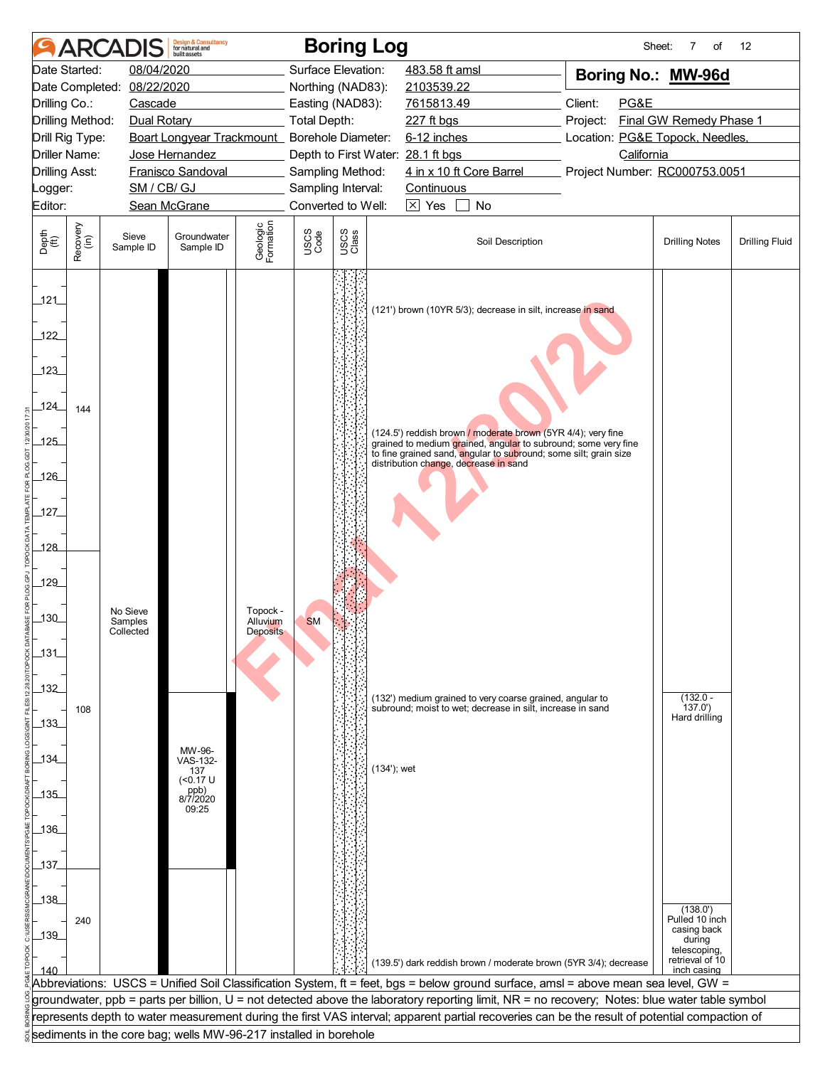# ARCADIS Boring Log

Sheet: 7 of 12

| | | | |
|---|---|---|---|
| Date Started: | 08/04/2020 | Surface Elevation: | 483.58 ft amsl |
| Date Completed: | 08/22/2020 | Northing (NAD83): | 2103539.22 |
| Drilling Co.: | Cascade | Easting (NAD83): | 7615813.49 |
| Drilling Method: | Dual Rotary | Total Depth: | 227 ft bgs |
| Drill Rig Type: | Boart Longyear Trackmount | Borehole Diameter: | 6-12 inches |
| Driller Name: | Jose Hernandez | Depth to First Water: | 28.1 ft bgs |
| Drilling Asst: | Franisco Sandoval | Sampling Method: | 4 in x 10 ft Core Barrel |
| Logger: | SM / CB/ GJ | Sampling Interval: | Continuous |
| Editor: | Sean McGrane | Converted to Well: | ☒ Yes ☐ No |

**Boring No.: MW-96d**

Client: PG&E
Project: Final GW Remedy Phase 1
Location: PG&E Topock, Needles, California
Project Number: RC000753.0051

| Depth (ft) | Recovery (in) | Sieve Sample ID | Groundwater Sample ID | Geologic Formation | USCS Code | Soil Description | Drilling Notes | Drilling Fluid |
|---|---|---|---|---|---|---|---|---|
| 121 | | | | | | (121') brown (10YR 5/3); decrease in silt, increase in sand | | |
| 124 | 144 | | | | | | | |
| 124.5 | | | | | | (124.5') reddish brown / moderate brown (5YR 4/4); very fine grained to medium grained, angular to subround; some very fine to fine grained sand, angular to subround; some silt; grain size distribution change, decrease in sand | | |
| 130 | | No Sieve Samples Collected | | Topock - Alluvium Deposits | SM | | | |
| 132 | 108 | | | | | (132') medium grained to very coarse grained, angular to subround; moist to wet; decrease in silt, increase in sand | (132.0 - 137.0') Hard drilling | |
| 134 | | | MW-96-VAS-132-137 (<0.17 U ppb) 8/7/2020 09:25 | | | (134'); wet | | |
| 138 | 240 | | | | | | (138.0') Pulled 10 inch casing back during telescoping, retrieval of 10 inch casing | |
| 139.5 | | | | | | (139.5') dark reddish brown / moderate brown (5YR 3/4); decrease | | |

Abbreviations: USCS = Unified Soil Classification System, ft = feet, bgs = below ground surface, amsl = above mean sea level, GW = groundwater, ppb = parts per billion, U = not detected above the laboratory reporting limit, NR = no recovery; Notes: blue water table symbol represents depth to water measurement during the first VAS interval; apparent partial recoveries can be the result of potential compaction of sediments in the core bag; wells MW-96-217 installed in borehole

Final 12/30/20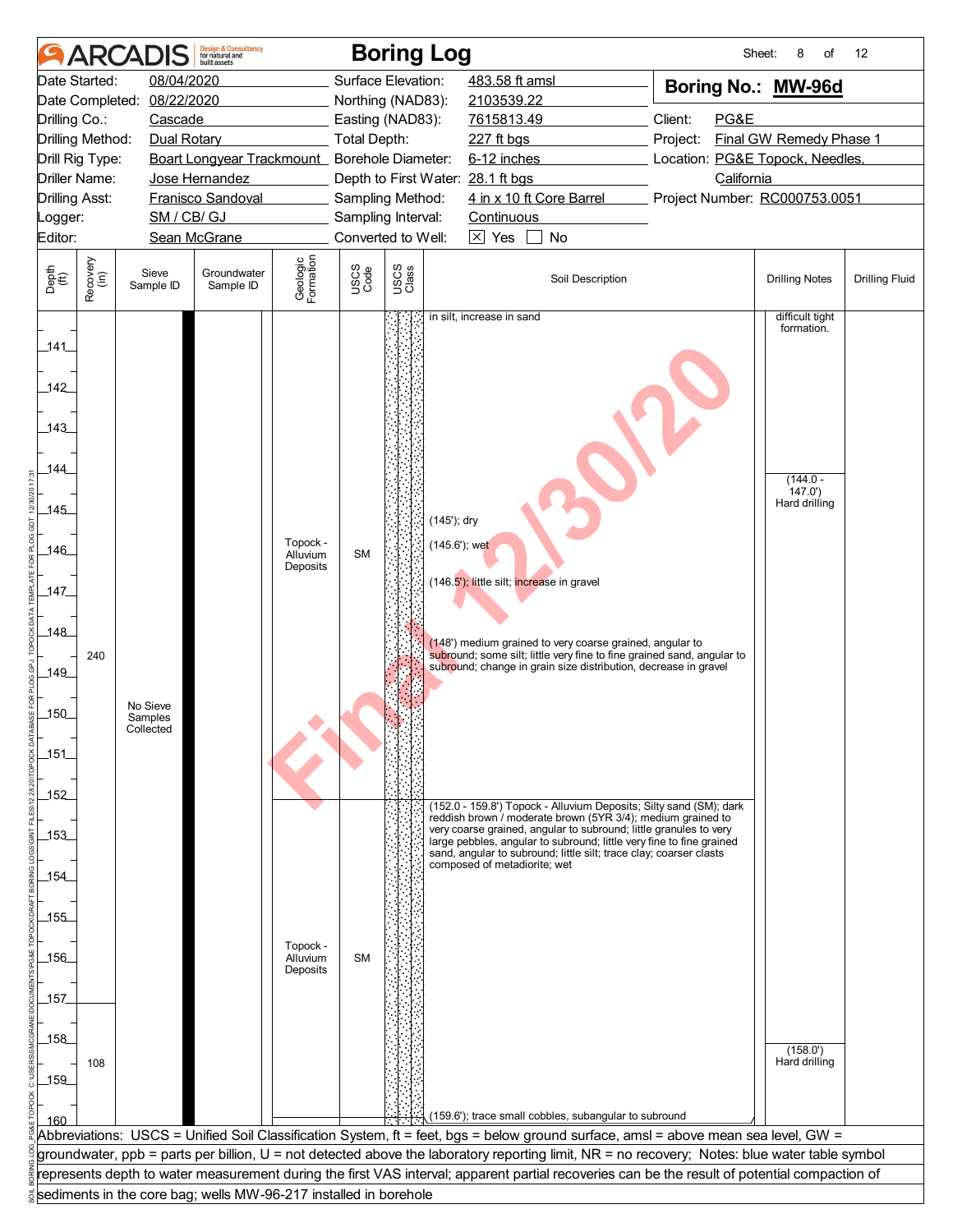# ARCADIS Boring Log

| | | | | | |
|---|---|---|---|---|---|
| Date Started: | 08/04/2020 | Surface Elevation: | 483.58 ft amsl | **Boring No.:** | **MW-96d** |
| Date Completed: | 08/22/2020 | Northing (NAD83): | 2103539.22 | | |
| Drilling Co.: | Cascade | Easting (NAD83): | 7615813.49 | Client: | PG&E |
| Drilling Method: | Dual Rotary | Total Depth: | 227 ft bgs | Project: | Final GW Remedy Phase 1 |
| Drill Rig Type: | Boart Longyear Trackmount | Borehole Diameter: | 6-12 inches | Location: | PG&E Topock, Needles, California |
| Driller Name: | Jose Hernandez | Depth to First Water: | 28.1 ft bgs | | |
| Drilling Asst: | Franisco Sandoval | Sampling Method: | 4 in x 10 ft Core Barrel | Project Number: | RC000753.0051 |
| Logger: | SM / CB/ GJ | Sampling Interval: | Continuous | | |
| Editor: | Sean McGrane | Converted to Well: | ☒ Yes ☐ No | | |

| Depth (ft) | Recovery (in) | Sieve Sample ID | Groundwater Sample ID | Geologic Formation | USCS Code | Soil Description | Drilling Notes | Drilling Fluid |
|---|---|---|---|---|---|---|---|---|
| 140–152 | 240 | No Sieve Samples Collected | | Topock - Alluvium Deposits | SM | in silt, increase in sand<br>(145'); dry<br>(145.6'); wet<br>(146.5'); little silt; increase in gravel<br>(148') medium grained to very coarse grained, angular to subround; some silt; little very fine to fine grained sand, angular to subround; change in grain size distribution, decrease in gravel | difficult tight formation.<br>(144.0 - 147.0') Hard drilling | |
| 152–160 | 108 | | | Topock - Alluvium Deposits | SM | (152.0 - 159.8') Topock - Alluvium Deposits; Silty sand (SM); dark reddish brown / moderate brown (5YR 3/4); medium grained to very coarse grained, angular to subround; little granules to very large pebbles, angular to subround; little very fine to fine grained sand, angular to subround; little silt; trace clay; coarser clasts composed of metadiorite; wet<br>(159.6'); trace small cobbles, subangular to subround | (158.0') Hard drilling | |

Abbreviations: USCS = Unified Soil Classification System, ft = feet, bgs = below ground surface, amsl = above mean sea level, GW = groundwater, ppb = parts per billion, U = not detected above the laboratory reporting limit, NR = no recovery; Notes: blue water table symbol represents depth to water measurement during the first VAS interval; apparent partial recoveries can be the result of potential compaction of sediments in the core bag; wells MW-96-217 installed in borehole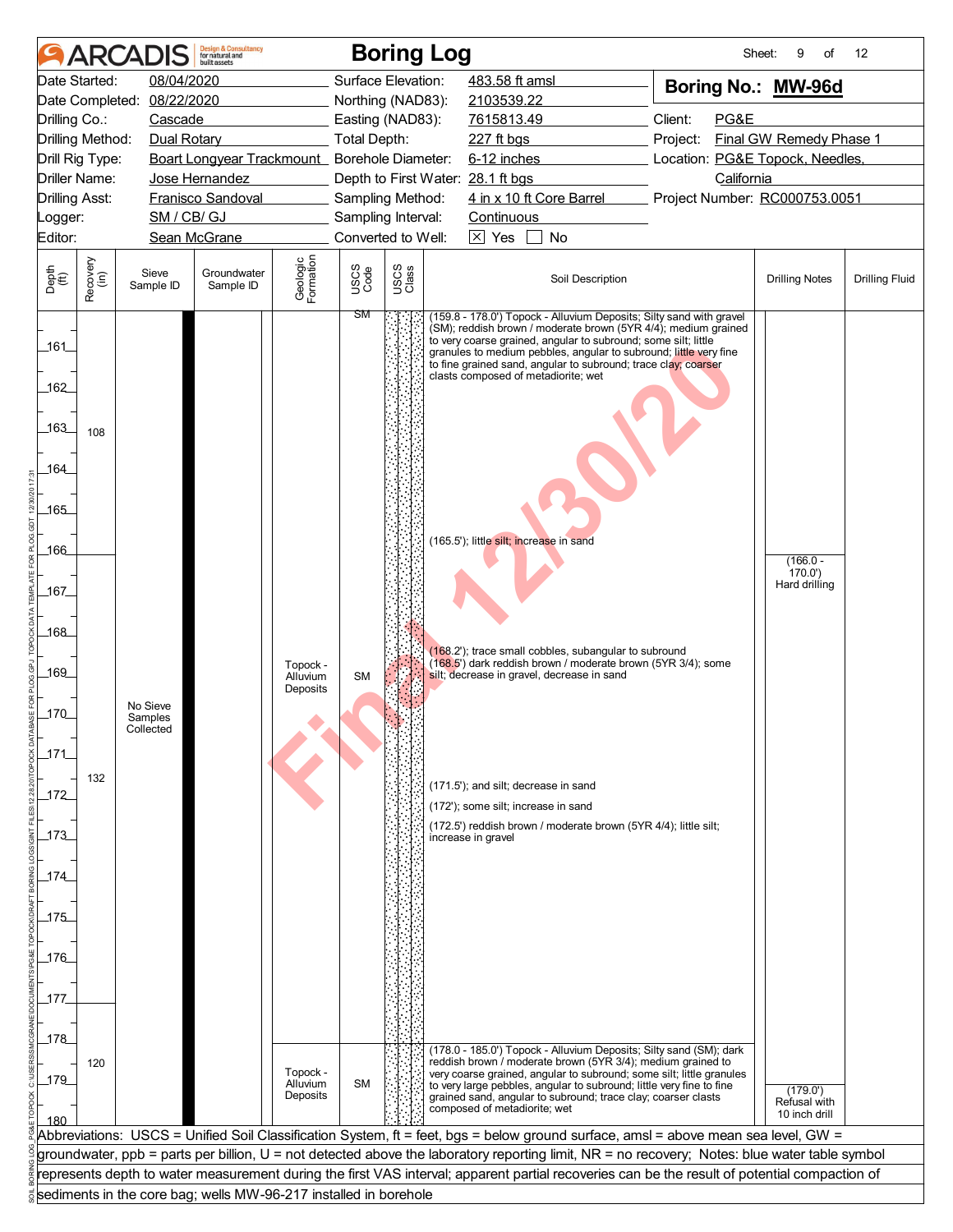# ARCADIS Boring Log

| | | | |
|---|---|---|---|
| Date Started: | 08/04/2020 | Surface Elevation: | 483.58 ft amsl |
| Date Completed: | 08/22/2020 | Northing (NAD83): | 2103539.22 |
| Drilling Co.: | Cascade | Easting (NAD83): | 7615813.49 |
| Drilling Method: | Dual Rotary | Total Depth: | 227 ft bgs |
| Drill Rig Type: | Boart Longyear Trackmount | Borehole Diameter: | 6-12 inches |
| Driller Name: | Jose Hernandez | Depth to First Water: | 28.1 ft bgs |
| Drilling Asst: | Franisco Sandoval | Sampling Method: | 4 in x 10 ft Core Barrel |
| Logger: | SM / CB/ GJ | Sampling Interval: | Continuous |
| Editor: | Sean McGrane | Converted to Well: | [X] Yes [ ] No |

**Boring No.: MW-96d**

Client: PG&E
Project: Final GW Remedy Phase 1
Location: PG&E Topock, Needles, California
Project Number: RC000753.0051

| Depth (ft) | Recovery (in) | Sieve Sample ID | Groundwater Sample ID | Geologic Formation | USCS Code | Soil Description | Drilling Notes | Drilling Fluid |
|---|---|---|---|---|---|---|---|---|
| 160-166 | 108 | No Sieve Samples Collected | | Topock - Alluvium Deposits | SM | (159.8 - 178.0') Topock - Alluvium Deposits; Silty sand with gravel (SM); reddish brown / moderate brown (5YR 4/4); medium grained to very coarse grained, angular to subround; some silt; little granules to medium pebbles, angular to subround; little very fine to fine grained sand, angular to subround; trace clay; coarser clasts composed of metadiorite; wet<br>(165.5'); little silt; increase in sand | | |
| 166-177 | 132 | | | | | (168.2'); trace small cobbles, subangular to subround<br>(168.5') dark reddish brown / moderate brown (5YR 3/4); some silt; decrease in gravel, decrease in sand<br>(171.5'); and silt; decrease in sand<br>(172'); some silt; increase in sand<br>(172.5') reddish brown / moderate brown (5YR 4/4); little silt; increase in gravel | (166.0 - 170.0') Hard drilling | |
| 177-180 | 120 | | | Topock - Alluvium Deposits | SM | (178.0 - 185.0') Topock - Alluvium Deposits; Silty sand (SM); dark reddish brown / moderate brown (5YR 3/4); medium grained to very coarse grained, angular to subround; some silt; little granules to very large pebbles, angular to subround; little very fine to fine grained sand, angular to subround; trace clay; coarser clasts composed of metadiorite; wet | (179.0') Refusal with 10 inch drill | |

Abbreviations: USCS = Unified Soil Classification System, ft = feet, bgs = below ground surface, amsl = above mean sea level, GW = groundwater, ppb = parts per billion, U = not detected above the laboratory reporting limit, NR = no recovery; Notes: blue water table symbol represents depth to water measurement during the first VAS interval; apparent partial recoveries can be the result of potential compaction of sediments in the core bag; wells MW-96-217 installed in borehole

Final 12/30/20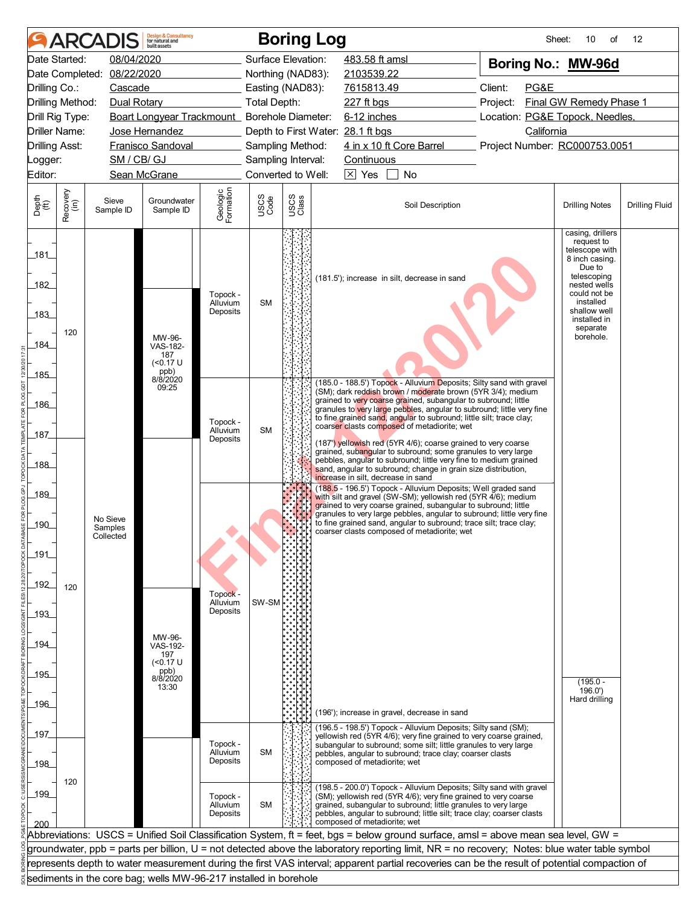# ARCADIS Boring Log

Sheet: 10 of 12

| | | | |
|---|---|---|---|
| Date Started: | 08/04/2020 | Surface Elevation: | 483.58 ft amsl |
| Date Completed: | 08/22/2020 | Northing (NAD83): | 2103539.22 |
| Drilling Co.: | Cascade | Easting (NAD83): | 7615813.49 |
| Drilling Method: | Dual Rotary | Total Depth: | 227 ft bgs |
| Drill Rig Type: | Boart Longyear Trackmount | Borehole Diameter: | 6-12 inches |
| Driller Name: | Jose Hernandez | Depth to First Water: | 28.1 ft bgs |
| Drilling Asst: | Franisco Sandoval | Sampling Method: | 4 in x 10 ft Core Barrel |
| Logger: | SM / CB/ GJ | Sampling Interval: | Continuous |
| Editor: | Sean McGrane | Converted to Well: | [X] Yes [ ] No |

**Boring No.: MW-96d**

Client: PG&E
Project: Final GW Remedy Phase 1
Location: PG&E Topock, Needles, California
Project Number: RC000753.0051

| Depth (ft) | Recovery (in) | Sieve Sample ID | Groundwater Sample ID | Geologic Formation | USCS Code | Soil Description | Drilling Notes | Drilling Fluid |
|---|---|---|---|---|---|---|---|---|
| 181–185 | 120 | No Sieve Samples Collected | MW-96-VAS-182-187 (<0.17 U ppb) 8/8/2020 09:25 | Topock - Alluvium Deposits | SM | (181.5'); increase in silt, decrease in sand | casing, drillers request to telescope with 8 inch casing. Due to telescoping nested wells could not be installed shallow well installed in separate borehole. | |
| 185–188.5 | | | | Topock - Alluvium Deposits | SM | (185.0 - 188.5') Topock - Alluvium Deposits; Silty sand with gravel (SM); dark reddish brown / moderate brown (5YR 3/4); medium grained to very coarse grained, subangular to subround; little granules to very large pebbles, angular to subround; little very fine to fine grained sand, angular to subround; little silt; trace clay; coarser clasts composed of metadiorite; wet<br>(187') yellowish red (5YR 4/6); coarse grained to very coarse grained, subangular to subround; some granules to very large pebbles, angular to subround; little very fine to medium grained sand, angular to subround; change in grain size distribution, increase in silt, decrease in sand | | |
| 188.5–196.5 | 120 | | MW-96-VAS-192-197 (<0.17 U ppb) 8/8/2020 13:30 | Topock - Alluvium Deposits | SW-SM | (188.5 - 196.5') Topock - Alluvium Deposits; Well graded sand with silt and gravel (SW-SM); yellowish red (5YR 4/6); medium grained to very coarse grained, subangular to subround; little granules to very large pebbles, angular to subround; little very fine to fine grained sand, angular to subround; trace silt; trace clay; coarser clasts composed of metadiorite; wet<br>(196'); increase in gravel, decrease in sand | (195.0 - 196.0') Hard drilling | |
| 196.5–198.5 | 120 | | | Topock - Alluvium Deposits | SM | (196.5 - 198.5') Topock - Alluvium Deposits; Silty sand (SM); yellowish red (5YR 4/6); very fine grained to very coarse grained, subangular to subround; some silt; little granules to very large pebbles, angular to subround; trace clay; coarser clasts composed of metadiorite; wet | | |
| 198.5–200 | | | | Topock - Alluvium Deposits | SM | (198.5 - 200.0') Topock - Alluvium Deposits; Silty sand with gravel (SM); yellowish red (5YR 4/6); very fine grained to very coarse grained, subangular to subround; little granules to very large pebbles, angular to subround; little silt; trace clay; coarser clasts composed of metadiorite; wet | | |

Abbreviations: USCS = Unified Soil Classification System, ft = feet, bgs = below ground surface, amsl = above mean sea level, GW = groundwater, ppb = parts per billion, U = not detected above the laboratory reporting limit, NR = no recovery; Notes: blue water table symbol represents depth to water measurement during the first VAS interval; apparent partial recoveries can be the result of potential compaction of sediments in the core bag; wells MW-96-217 installed in borehole

Final 12/30/20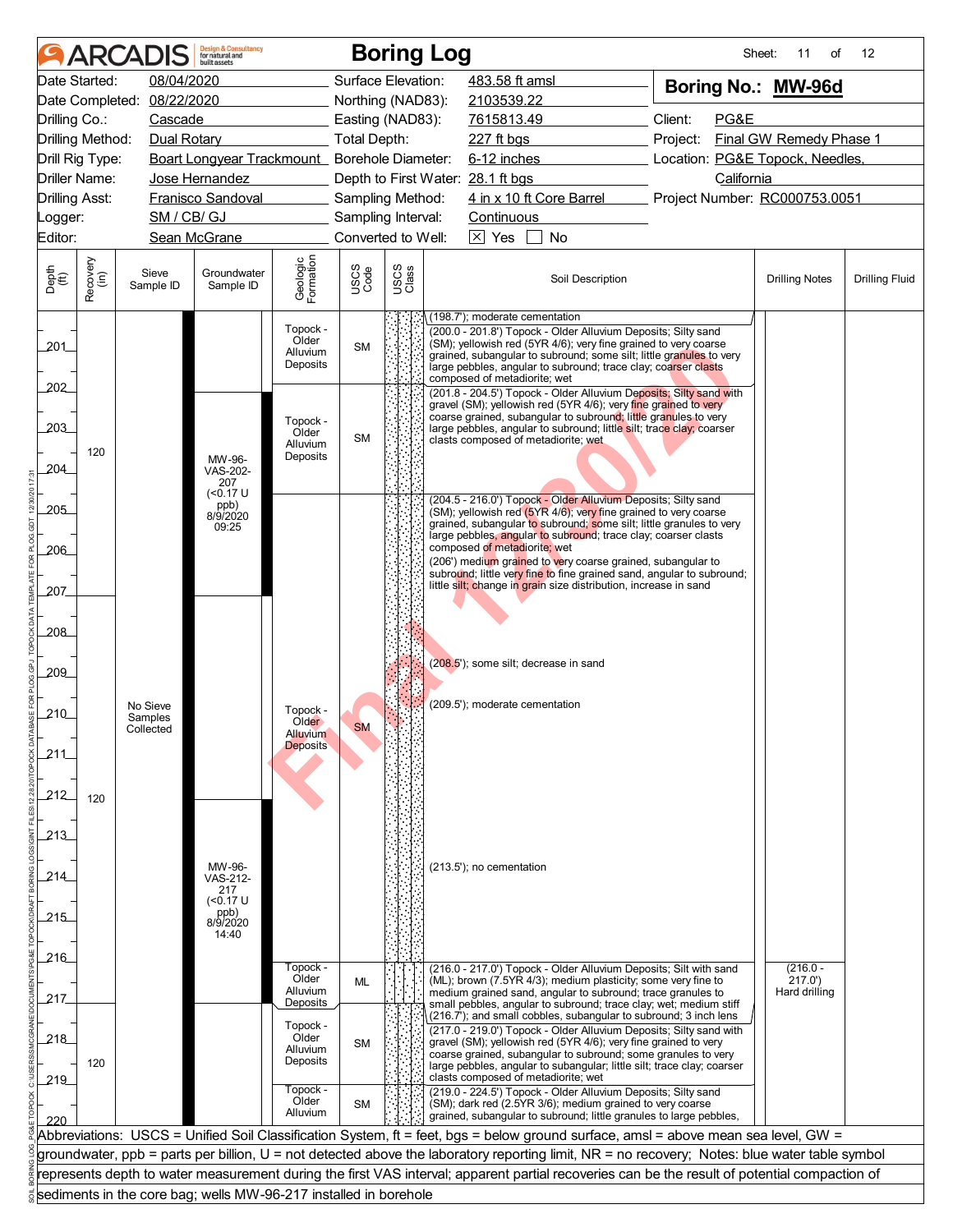# ARCADIS Boring Log

Sheet: 11 of 12

| | | | |
|---|---|---|---|
| Date Started: 08/04/2020 | Surface Elevation: 483.58 ft amsl | **Boring No.: MW-96d** | |
| Date Completed: 08/22/2020 | Northing (NAD83): 2103539.22 | | |
| Drilling Co.: Cascade | Easting (NAD83): 7615813.49 | Client: PG&E | |
| Drilling Method: Dual Rotary | Total Depth: 227 ft bgs | Project: Final GW Remedy Phase 1 | |
| Drill Rig Type: Boart Longyear Trackmount | Borehole Diameter: 6-12 inches | Location: PG&E Topock, Needles, California | |
| Driller Name: Jose Hernandez | Depth to First Water: 28.1 ft bgs | | |
| Drilling Asst: Fransico Sandoval | Sampling Method: 4 in x 10 ft Core Barrel | Project Number: RC000753.0051 | |
| Logger: SM / CB/ GJ | Sampling Interval: Continuous | | |
| Editor: Sean McGrane | Converted to Well: ☒ Yes ☐ No | | |

| Depth (ft) | Recovery (in) | Sieve Sample ID | Groundwater Sample ID | Geologic Formation | USCS Code | Soil Description | Drilling Notes | Drilling Fluid |
|---|---|---|---|---|---|---|---|---|
| | | | | | | (198.7'); moderate cementation | | |
| 200–201.8 | 120 | No Sieve Samples Collected | | Topock - Older Alluvium Deposits | SM | (200.0 - 201.8') Topock - Older Alluvium Deposits; Silty sand (SM); yellowish red (5YR 4/6); very fine grained to very coarse grained, subangular to subround; some silt; little granules to very large pebbles, angular to subround; trace clay; coarser clasts composed of metadiorite; wet | | |
| 201.8–204.5 | | | MW-96-VAS-202-207 (<0.17 U ppb) 8/9/2020 09:25 | Topock - Older Alluvium Deposits | SM | (201.8 - 204.5') Topock - Older Alluvium Deposits; Silty sand with gravel (SM); yellowish red (5YR 4/6); very fine grained to very coarse grained, subangular to subround; little granules to very large pebbles, angular to subround; little silt; trace clay; coarser clasts composed of metadiorite; wet | | |
| 204.5–216.0 | 120 | | MW-96-VAS-212-217 (<0.17 U ppb) 8/9/2020 14:40 | Topock - Older Alluvium Deposits | SM | (204.5 - 216.0') Topock - Older Alluvium Deposits; Silty sand (SM); yellowish red (5YR 4/6); very fine grained to very coarse grained, subangular to subround; some silt; little granules to very large pebbles, angular to subround; trace clay; coarser clasts composed of metadiorite; wet<br>(206') medium grained to very coarse grained, subangular to subround; little very fine to fine grained sand, angular to subround; little silt; change in grain size distribution, increase in sand<br>(208.5'); some silt; decrease in sand<br>(209.5'); moderate cementation<br>(213.5'); no cementation | | |
| 216.0–217.0 | | | | Topock - Older Alluvium Deposits | ML | (216.0 - 217.0') Topock - Older Alluvium Deposits; Silt with sand (ML); brown (7.5YR 4/3); medium plasticity; some very fine to medium grained sand, angular to subround; trace granules to small pebbles, angular to subround; trace clay; wet; medium stiff<br>(216.7'); and small cobbles, subangular to subround; 3 inch lens | (216.0 - 217.0') Hard drilling | |
| 217.0–219.0 | 120 | | | Topock - Older Alluvium Deposits | SM | (217.0 - 219.0') Topock - Older Alluvium Deposits; Silty sand with gravel (SM); yellowish red (5YR 4/6); very fine grained to very coarse grained, subangular to subround; some granules to very large pebbles, angular to subangular; little silt; trace clay; coarser clasts composed of metadiorite; wet | | |
| 219.0–224.5 | | | | Topock - Older Alluvium | SM | (219.0 - 224.5') Topock - Older Alluvium Deposits; Silty sand (SM); dark red (2.5YR 3/6); medium grained to very coarse grained, subangular to subround; little granules to large pebbles, | | |

Abbreviations: USCS = Unified Soil Classification System, ft = feet, bgs = below ground surface, amsl = above mean sea level, GW = groundwater, ppb = parts per billion, U = not detected above the laboratory reporting limit, NR = no recovery; Notes: blue water table symbol represents depth to water measurement during the first VAS interval; apparent partial recoveries can be the result of potential compaction of sediments in the core bag; wells MW-96-217 installed in borehole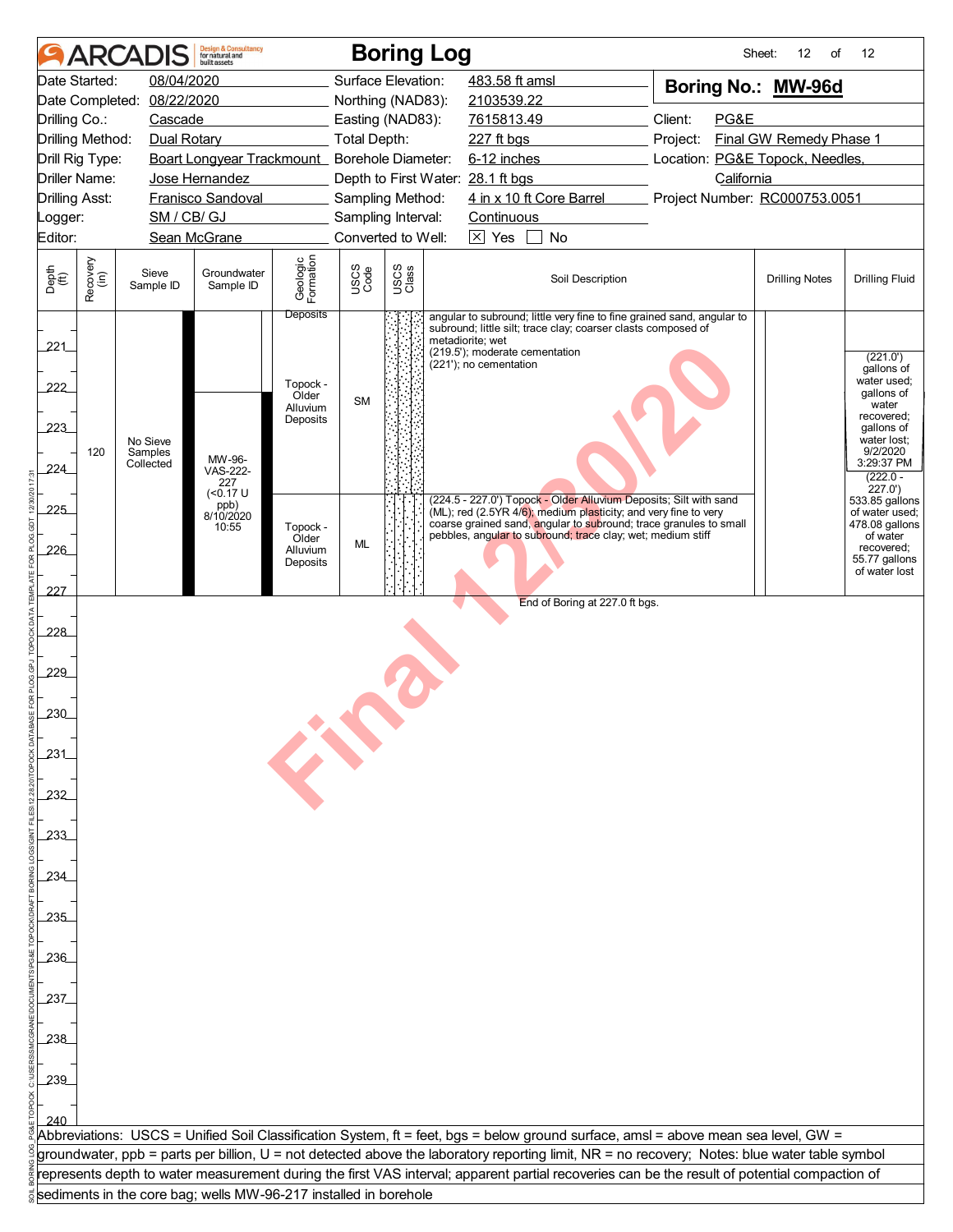# ARCADIS — Boring Log

Sheet: 12 of 12

| | | | |
|---|---|---|---|
| Date Started: 08/04/2020 | Surface Elevation: 483.58 ft amsl | **Boring No.: MW-96d** | |
| Date Completed: 08/22/2020 | Northing (NAD83): 2103539.22 | | |
| Drilling Co.: Cascade | Easting (NAD83): 7615813.49 | Client: PG&E | |
| Drilling Method: Dual Rotary | Total Depth: 227 ft bgs | Project: Final GW Remedy Phase 1 | |
| Drill Rig Type: Boart Longyear Trackmount | Borehole Diameter: 6-12 inches | Location: PG&E Topock, Needles, California | |
| Driller Name: Jose Hernandez | Depth to First Water: 28.1 ft bgs | | |
| Drilling Asst: Franisco Sandoval | Sampling Method: 4 in x 10 ft Core Barrel | Project Number: RC000753.0051 | |
| Logger: SM / CB/ GJ | Sampling Interval: Continuous | | |
| Editor: Sean McGrane | Converted to Well: ☒ Yes ☐ No | | |

| Depth (ft) | Recovery (in) | Sieve Sample ID | Groundwater Sample ID | Geologic Formation | USCS Code | USCS Class | Soil Description | Drilling Notes | Drilling Fluid |
|---|---|---|---|---|---|---|---|---|---|
| 220–224.5 | 120 | No Sieve Samples Collected | MW-96-VAS-222-227 (<0.17 U ppb) 8/10/2020 10:55 | Topock - Older Alluvium Deposits | SM | | angular to subround; little very fine to fine grained sand, angular to subround; little silt; trace clay; coarser clasts composed of metadiorite; wet (219.5'); moderate cementation (221'); no cementation | | (221.0') gallons of water used; gallons of water recovered; gallons of water lost; 9/2/2020 3:29:37 PM |
| 224.5–227 | | | | Topock - Older Alluvium Deposits | ML | | (224.5 - 227.0') Topock - Older Alluvium Deposits; Silt with sand (ML); red (2.5YR 4/6); medium plasticity; and very fine to very coarse grained sand, angular to subround; trace granules to small pebbles, angular to subround; trace clay; wet; medium stiff | | (222.0 - 227.0') 533.85 gallons of water used; 478.08 gallons of water recovered; 55.77 gallons of water lost |

End of Boring at 227.0 ft bgs.

Abbreviations: USCS = Unified Soil Classification System, ft = feet, bgs = below ground surface, amsl = above mean sea level, GW = groundwater, ppb = parts per billion, U = not detected above the laboratory reporting limit, NR = no recovery; Notes: blue water table symbol represents depth to water measurement during the first VAS interval; apparent partial recoveries can be the result of potential compaction of sediments in the core bag; wells MW-96-217 installed in borehole